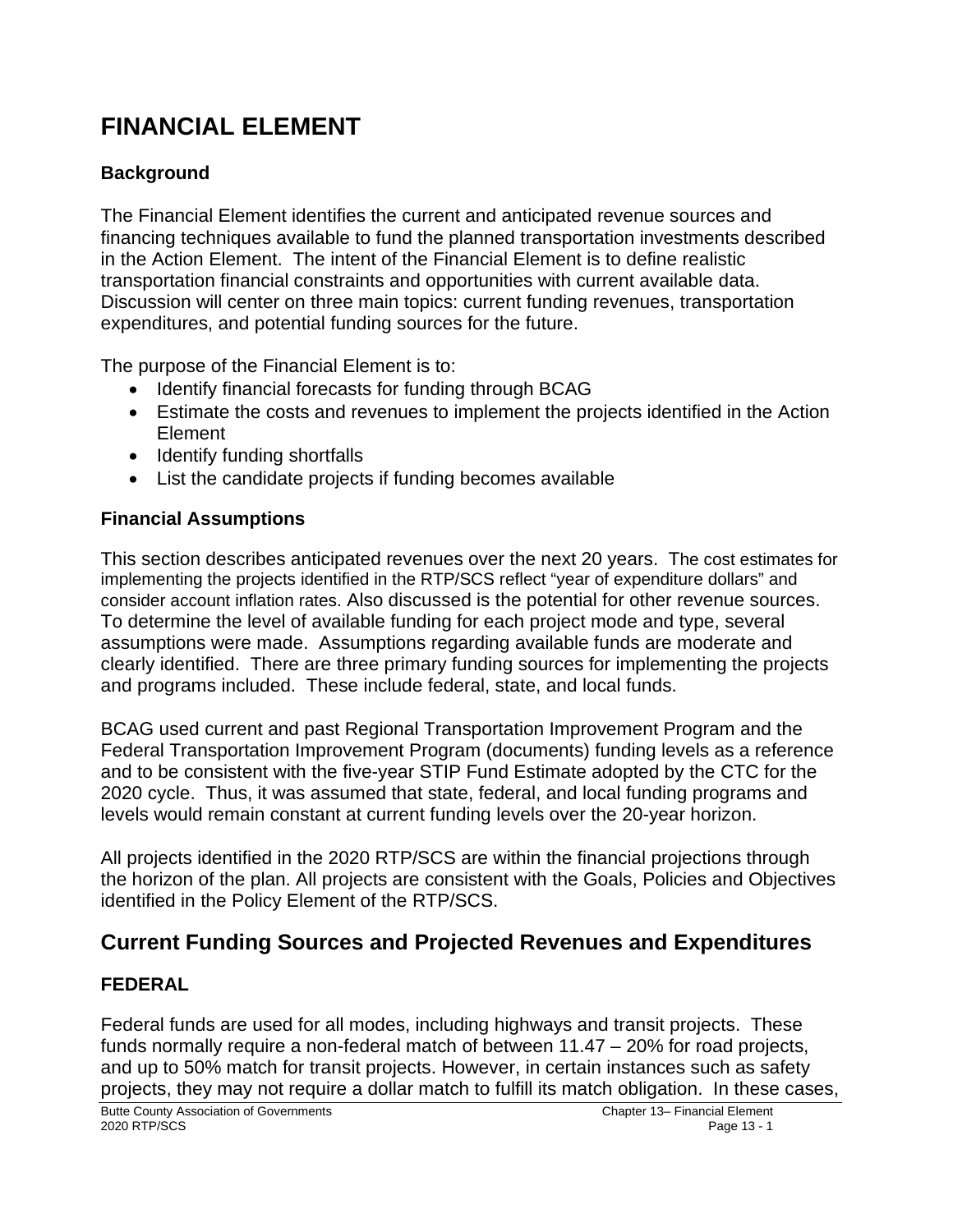# FINANCIAL ELEMENT

### Background

The Financial Element identifies the current and anticipated revenue sources and financing techniques available to fund the planned transportation investments described in the Action Element. The intent of the Financial Element is to define realistic transportation financial constraints and opportunities with current available data. Discussion will center on three main topics: current funding revenues, transportation expenditures, and potential funding sources for the future.

The purpose of the Financial Element is to:

- Identify financial forecasts for funding through BCAG
- Estimate the costs and revenues to implement the projects identified in the Action Element
- Identify funding shortfalls
- List the candidate projects if funding becomes available

### Financial Assumptions

This section describes anticipated revenues over the next 20 years. The cost estimates for implementing the projects identified in the RTP/SCS reflect "year of expenditure dollars" and consider account inflation rates. Also discussed is the potential for other revenue sources. To determine the level of available funding for each project mode and type, several assumptions were made. Assumptions regarding available funds are moderate and clearly identified. There are three primary funding sources for implementing the projects and programs included. These include federal, state, and local funds.

BCAG used current and past Regional Transportation Improvement Program and the Federal Transportation Improvement Program (documents) funding levels as a reference and to be consistent with the five-year STIP Fund Estimate adopted by the CTC for the 2020 cycle. Thus, it was assumed that state, federal, and local funding programs and levels would remain constant at current funding levels over the 20-year horizon.

All projects identified in the 2020 RTP/SCS are within the financial projections through the horizon of the plan. All projects are consistent with the Goals, Policies and Objectives identified in the Policy Element of the RTP/SCS.

## Current Funding Sources and Projected Revenues and Expenditures

### FEDERAL

Federal funds are used for all modes, including highways and transit projects. These funds normally require a non-federal match of between 11.47 – 20% for road projects, and up to 50% match for transit projects. However, in certain instances such as safety projects, they may not require a dollar match to fulfill its match obligation. In these cases,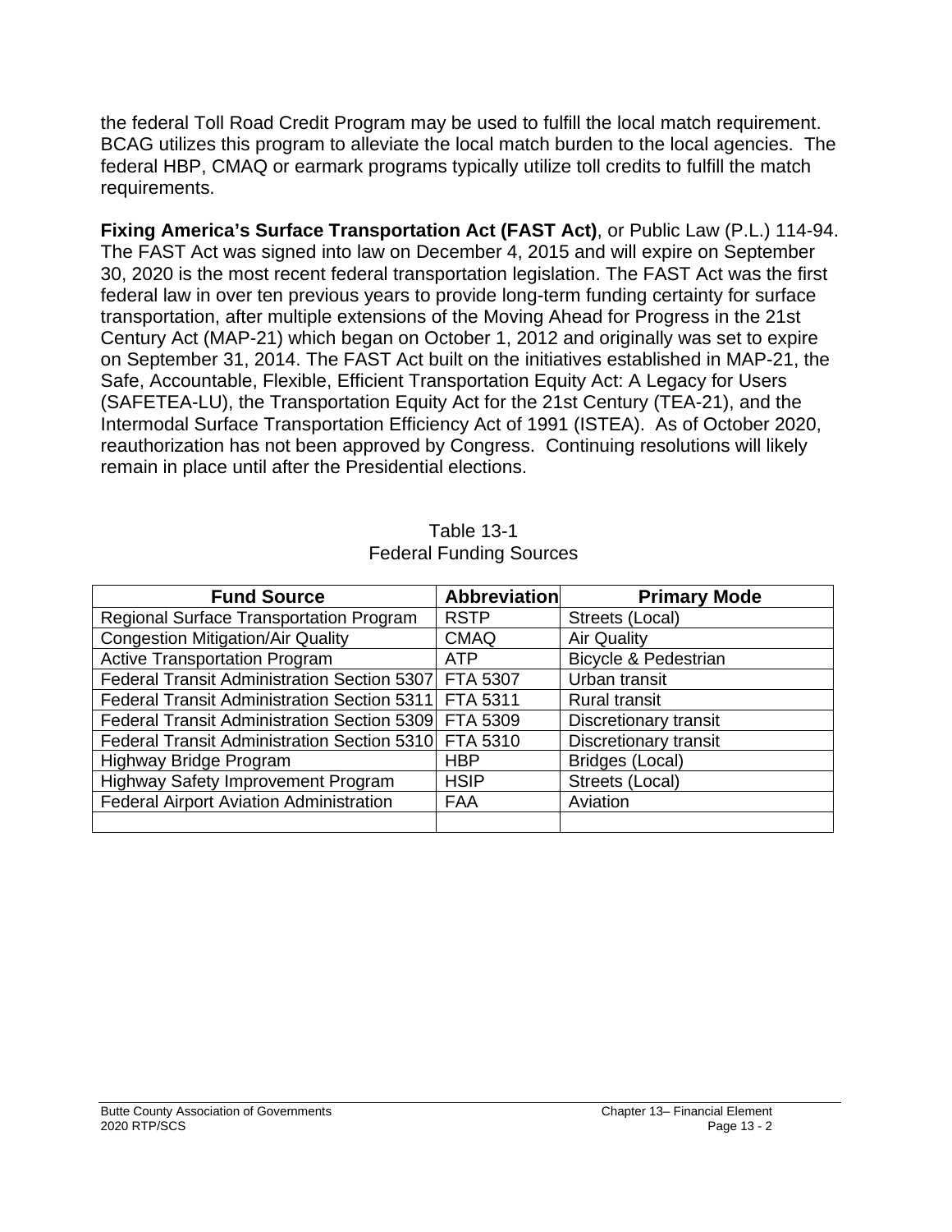the federal Toll Road Credit Program may be used to fulfill the local match requirement. BCAG utilizes this program to alleviate the local match burden to the local agencies. The federal HBP, CMAQ or earmark programs typically utilize toll credits to fulfill the match requirements.

**Fixing America's Surface Transportation Act (FAST Act)**, or Public Law (P.L.) 114-94. The FAST Act was signed into law on December 4, 2015 and will expire on September 30, 2020 is the most recent federal transportation legislation. The FAST Act was the first federal law in over ten previous years to provide long-term funding certainty for surface transportation, after multiple extensions of the Moving Ahead for Progress in the 21st Century Act (MAP-21) which began on October 1, 2012 and originally was set to expire on September 31, 2014. The FAST Act built on the initiatives established in MAP-21, the Safe, Accountable, Flexible, Efficient Transportation Equity Act: A Legacy for Users (SAFETEA-LU), the Transportation Equity Act for the 21st Century (TEA-21), and the Intermodal Surface Transportation Efficiency Act of 1991 (ISTEA). As of October 2020, reauthorization has not been approved by Congress. Continuing resolutions will likely remain in place until after the Presidential elections.

Table 13-1
Federal Funding Sources

| Fund Source | Abbreviation | Primary Mode |
|---|---|---|
| Regional Surface Transportation Program | RSTP | Streets (Local) |
| Congestion Mitigation/Air Quality | CMAQ | Air Quality |
| Active Transportation Program | ATP | Bicycle & Pedestrian |
| Federal Transit Administration Section 5307 | FTA 5307 | Urban transit |
| Federal Transit Administration Section 5311 | FTA 5311 | Rural transit |
| Federal Transit Administration Section 5309 | FTA 5309 | Discretionary transit |
| Federal Transit Administration Section 5310 | FTA 5310 | Discretionary transit |
| Highway Bridge Program | HBP | Bridges (Local) |
| Highway Safety Improvement Program | HSIP | Streets (Local) |
| Federal Airport Aviation Administration | FAA | Aviation |
| | | |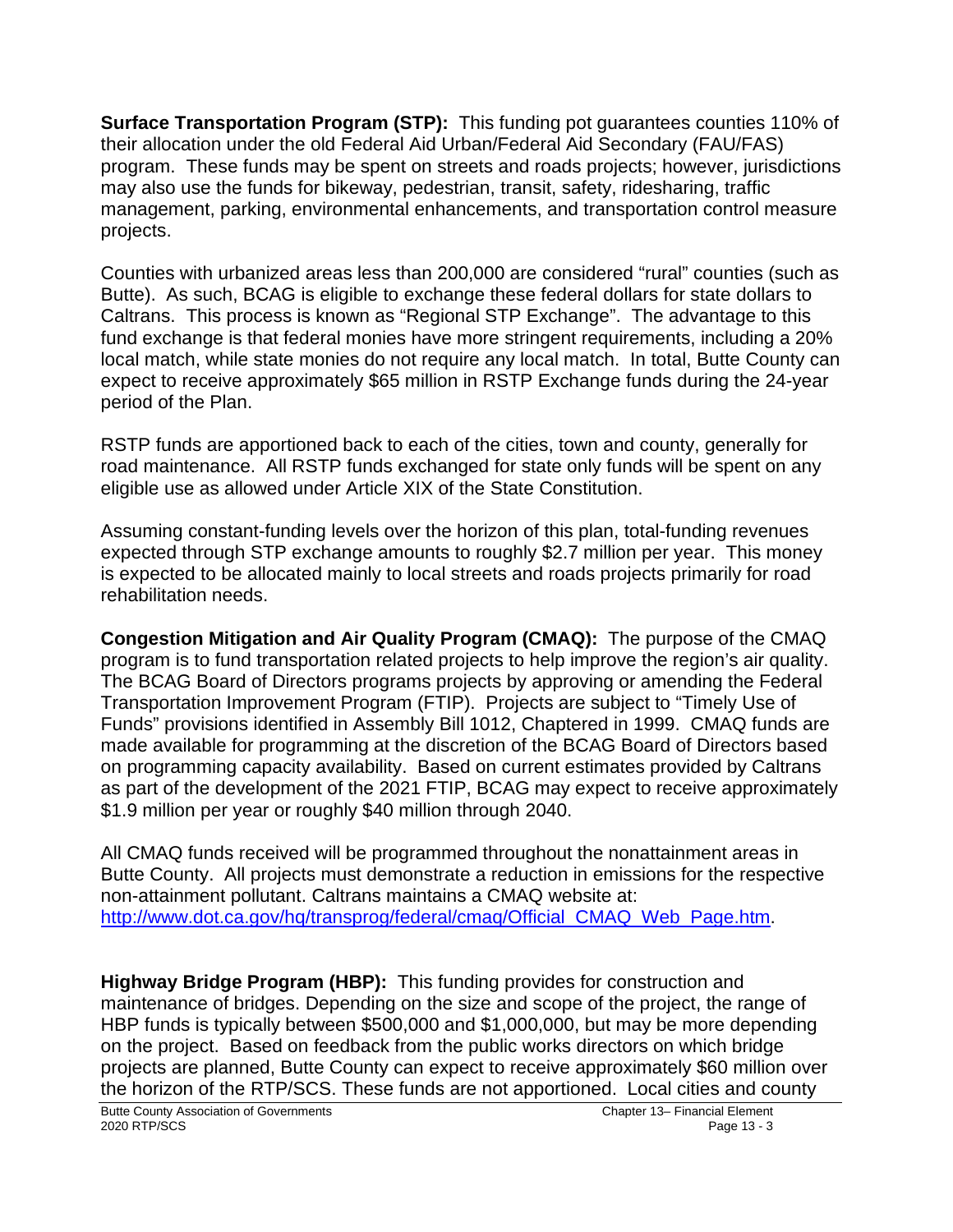**Surface Transportation Program (STP):** This funding pot guarantees counties 110% of their allocation under the old Federal Aid Urban/Federal Aid Secondary (FAU/FAS) program. These funds may be spent on streets and roads projects; however, jurisdictions may also use the funds for bikeway, pedestrian, transit, safety, ridesharing, traffic management, parking, environmental enhancements, and transportation control measure projects.

Counties with urbanized areas less than 200,000 are considered "rural" counties (such as Butte). As such, BCAG is eligible to exchange these federal dollars for state dollars to Caltrans. This process is known as "Regional STP Exchange". The advantage to this fund exchange is that federal monies have more stringent requirements, including a 20% local match, while state monies do not require any local match. In total, Butte County can expect to receive approximately $65 million in RSTP Exchange funds during the 24-year period of the Plan.

RSTP funds are apportioned back to each of the cities, town and county, generally for road maintenance. All RSTP funds exchanged for state only funds will be spent on any eligible use as allowed under Article XIX of the State Constitution.

Assuming constant-funding levels over the horizon of this plan, total-funding revenues expected through STP exchange amounts to roughly $2.7 million per year. This money is expected to be allocated mainly to local streets and roads projects primarily for road rehabilitation needs.

**Congestion Mitigation and Air Quality Program (CMAQ):** The purpose of the CMAQ program is to fund transportation related projects to help improve the region's air quality. The BCAG Board of Directors programs projects by approving or amending the Federal Transportation Improvement Program (FTIP). Projects are subject to "Timely Use of Funds" provisions identified in Assembly Bill 1012, Chaptered in 1999. CMAQ funds are made available for programming at the discretion of the BCAG Board of Directors based on programming capacity availability. Based on current estimates provided by Caltrans as part of the development of the 2021 FTIP, BCAG may expect to receive approximately $1.9 million per year or roughly $40 million through 2040.

All CMAQ funds received will be programmed throughout the nonattainment areas in Butte County. All projects must demonstrate a reduction in emissions for the respective non-attainment pollutant. Caltrans maintains a CMAQ website at: [http://www.dot.ca.gov/hq/transprog/federal/cmaq/Official_CMAQ_Web_Page.htm](http://www.dot.ca.gov/hq/transprog/federal/cmaq/Official_CMAQ_Web_Page.htm).

**Highway Bridge Program (HBP):** This funding provides for construction and maintenance of bridges. Depending on the size and scope of the project, the range of HBP funds is typically between $500,000 and $1,000,000, but may be more depending on the project. Based on feedback from the public works directors on which bridge projects are planned, Butte County can expect to receive approximately $60 million over the horizon of the RTP/SCS. These funds are not apportioned. Local cities and county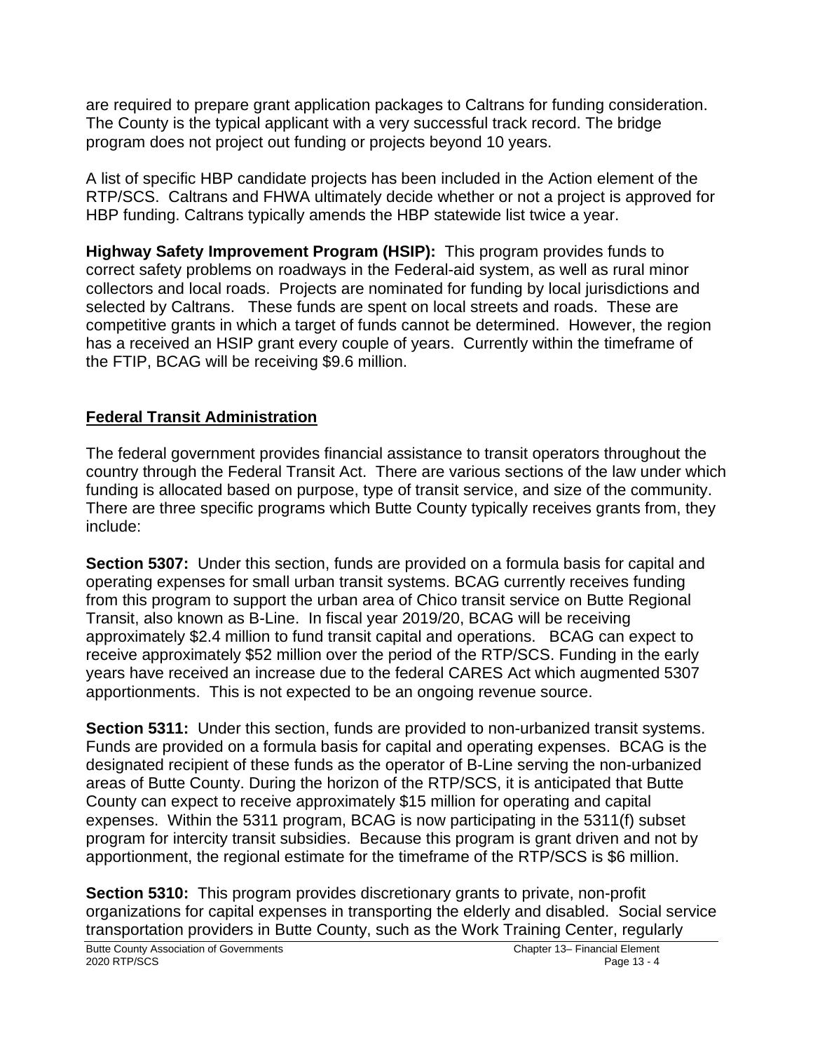are required to prepare grant application packages to Caltrans for funding consideration. The County is the typical applicant with a very successful track record. The bridge program does not project out funding or projects beyond 10 years.

A list of specific HBP candidate projects has been included in the Action element of the RTP/SCS. Caltrans and FHWA ultimately decide whether or not a project is approved for HBP funding. Caltrans typically amends the HBP statewide list twice a year.

**Highway Safety Improvement Program (HSIP):** This program provides funds to correct safety problems on roadways in the Federal-aid system, as well as rural minor collectors and local roads. Projects are nominated for funding by local jurisdictions and selected by Caltrans. These funds are spent on local streets and roads. These are competitive grants in which a target of funds cannot be determined. However, the region has a received an HSIP grant every couple of years. Currently within the timeframe of the FTIP, BCAG will be receiving $9.6 million.

## Federal Transit Administration

The federal government provides financial assistance to transit operators throughout the country through the Federal Transit Act. There are various sections of the law under which funding is allocated based on purpose, type of transit service, and size of the community. There are three specific programs which Butte County typically receives grants from, they include:

**Section 5307:** Under this section, funds are provided on a formula basis for capital and operating expenses for small urban transit systems. BCAG currently receives funding from this program to support the urban area of Chico transit service on Butte Regional Transit, also known as B-Line. In fiscal year 2019/20, BCAG will be receiving approximately $2.4 million to fund transit capital and operations. BCAG can expect to receive approximately $52 million over the period of the RTP/SCS. Funding in the early years have received an increase due to the federal CARES Act which augmented 5307 apportionments. This is not expected to be an ongoing revenue source.

**Section 5311:** Under this section, funds are provided to non-urbanized transit systems. Funds are provided on a formula basis for capital and operating expenses. BCAG is the designated recipient of these funds as the operator of B-Line serving the non-urbanized areas of Butte County. During the horizon of the RTP/SCS, it is anticipated that Butte County can expect to receive approximately $15 million for operating and capital expenses. Within the 5311 program, BCAG is now participating in the 5311(f) subset program for intercity transit subsidies. Because this program is grant driven and not by apportionment, the regional estimate for the timeframe of the RTP/SCS is $6 million.

**Section 5310:** This program provides discretionary grants to private, non-profit organizations for capital expenses in transporting the elderly and disabled. Social service transportation providers in Butte County, such as the Work Training Center, regularly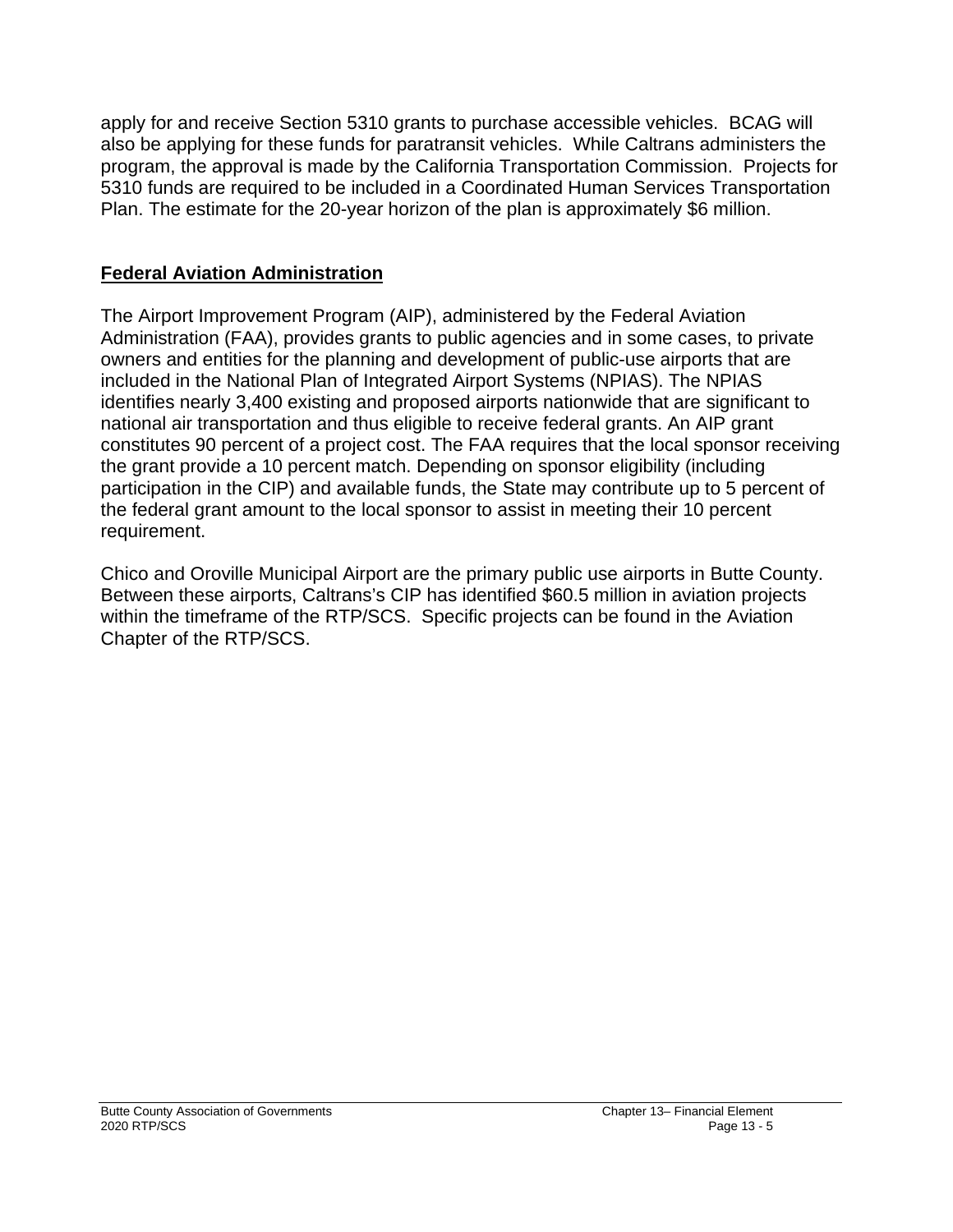apply for and receive Section 5310 grants to purchase accessible vehicles. BCAG will also be applying for these funds for paratransit vehicles. While Caltrans administers the program, the approval is made by the California Transportation Commission. Projects for 5310 funds are required to be included in a Coordinated Human Services Transportation Plan. The estimate for the 20-year horizon of the plan is approximately $6 million.

## Federal Aviation Administration

The Airport Improvement Program (AIP), administered by the Federal Aviation Administration (FAA), provides grants to public agencies and in some cases, to private owners and entities for the planning and development of public-use airports that are included in the National Plan of Integrated Airport Systems (NPIAS). The NPIAS identifies nearly 3,400 existing and proposed airports nationwide that are significant to national air transportation and thus eligible to receive federal grants. An AIP grant constitutes 90 percent of a project cost. The FAA requires that the local sponsor receiving the grant provide a 10 percent match. Depending on sponsor eligibility (including participation in the CIP) and available funds, the State may contribute up to 5 percent of the federal grant amount to the local sponsor to assist in meeting their 10 percent requirement.

Chico and Oroville Municipal Airport are the primary public use airports in Butte County. Between these airports, Caltrans's CIP has identified $60.5 million in aviation projects within the timeframe of the RTP/SCS. Specific projects can be found in the Aviation Chapter of the RTP/SCS.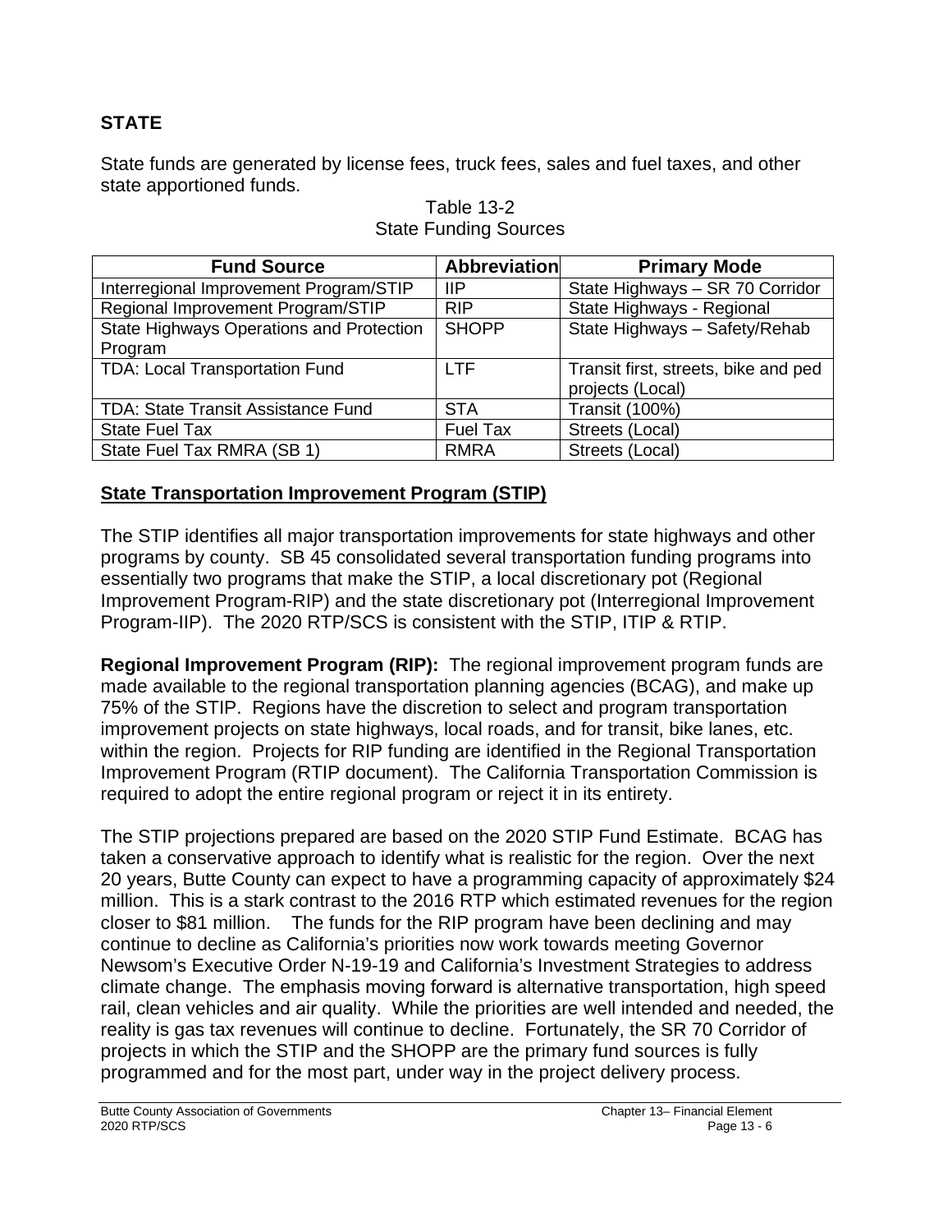## STATE

State funds are generated by license fees, truck fees, sales and fuel taxes, and other state apportioned funds.

Table 13-2
State Funding Sources

| Fund Source | Abbreviation | Primary Mode |
|---|---|---|
| Interregional Improvement Program/STIP | IIP | State Highways – SR 70 Corridor |
| Regional Improvement Program/STIP | RIP | State Highways - Regional |
| State Highways Operations and Protection Program | SHOPP | State Highways – Safety/Rehab |
| TDA: Local Transportation Fund | LTF | Transit first, streets, bike and ped projects (Local) |
| TDA: State Transit Assistance Fund | STA | Transit (100%) |
| State Fuel Tax | Fuel Tax | Streets (Local) |
| State Fuel Tax RMRA (SB 1) | RMRA | Streets (Local) |

### State Transportation Improvement Program (STIP)

The STIP identifies all major transportation improvements for state highways and other programs by county. SB 45 consolidated several transportation funding programs into essentially two programs that make the STIP, a local discretionary pot (Regional Improvement Program-RIP) and the state discretionary pot (Interregional Improvement Program-IIP). The 2020 RTP/SCS is consistent with the STIP, ITIP & RTIP.

**Regional Improvement Program (RIP):** The regional improvement program funds are made available to the regional transportation planning agencies (BCAG), and make up 75% of the STIP. Regions have the discretion to select and program transportation improvement projects on state highways, local roads, and for transit, bike lanes, etc. within the region. Projects for RIP funding are identified in the Regional Transportation Improvement Program (RTIP document). The California Transportation Commission is required to adopt the entire regional program or reject it in its entirety.

The STIP projections prepared are based on the 2020 STIP Fund Estimate. BCAG has taken a conservative approach to identify what is realistic for the region. Over the next 20 years, Butte County can expect to have a programming capacity of approximately $24 million. This is a stark contrast to the 2016 RTP which estimated revenues for the region closer to $81 million. The funds for the RIP program have been declining and may continue to decline as California's priorities now work towards meeting Governor Newsom's Executive Order N-19-19 and California's Investment Strategies to address climate change. The emphasis moving forward is alternative transportation, high speed rail, clean vehicles and air quality. While the priorities are well intended and needed, the reality is gas tax revenues will continue to decline. Fortunately, the SR 70 Corridor of projects in which the STIP and the SHOPP are the primary fund sources is fully programmed and for the most part, under way in the project delivery process.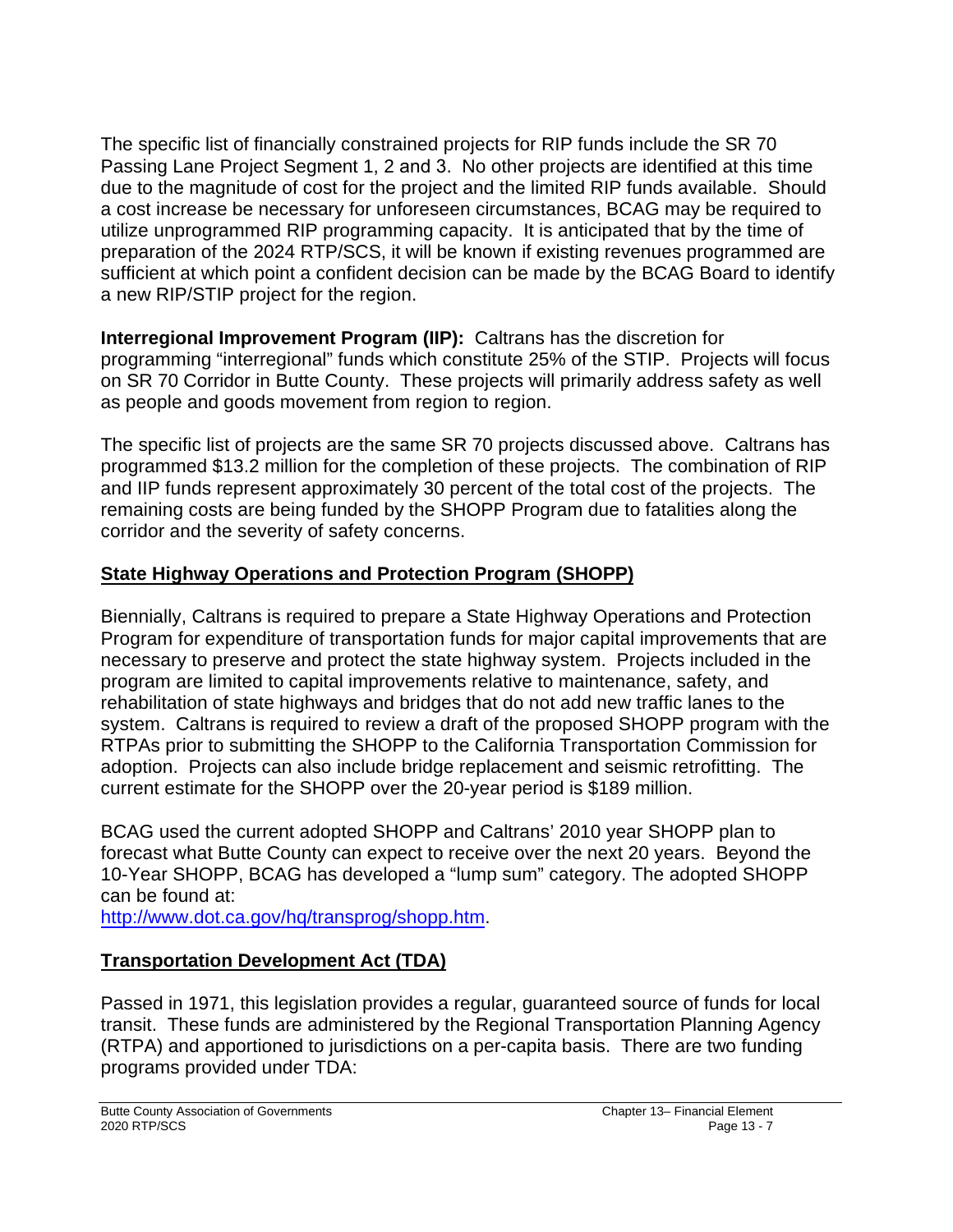The specific list of financially constrained projects for RIP funds include the SR 70 Passing Lane Project Segment 1, 2 and 3. No other projects are identified at this time due to the magnitude of cost for the project and the limited RIP funds available. Should a cost increase be necessary for unforeseen circumstances, BCAG may be required to utilize unprogrammed RIP programming capacity. It is anticipated that by the time of preparation of the 2024 RTP/SCS, it will be known if existing revenues programmed are sufficient at which point a confident decision can be made by the BCAG Board to identify a new RIP/STIP project for the region.

**Interregional Improvement Program (IIP):** Caltrans has the discretion for programming "interregional" funds which constitute 25% of the STIP. Projects will focus on SR 70 Corridor in Butte County. These projects will primarily address safety as well as people and goods movement from region to region.

The specific list of projects are the same SR 70 projects discussed above. Caltrans has programmed $13.2 million for the completion of these projects. The combination of RIP and IIP funds represent approximately 30 percent of the total cost of the projects. The remaining costs are being funded by the SHOPP Program due to fatalities along the corridor and the severity of safety concerns.

## State Highway Operations and Protection Program (SHOPP)

Biennially, Caltrans is required to prepare a State Highway Operations and Protection Program for expenditure of transportation funds for major capital improvements that are necessary to preserve and protect the state highway system. Projects included in the program are limited to capital improvements relative to maintenance, safety, and rehabilitation of state highways and bridges that do not add new traffic lanes to the system. Caltrans is required to review a draft of the proposed SHOPP program with the RTPAs prior to submitting the SHOPP to the California Transportation Commission for adoption. Projects can also include bridge replacement and seismic retrofitting. The current estimate for the SHOPP over the 20-year period is $189 million.

BCAG used the current adopted SHOPP and Caltrans' 2010 year SHOPP plan to forecast what Butte County can expect to receive over the next 20 years. Beyond the 10-Year SHOPP, BCAG has developed a "lump sum" category. The adopted SHOPP can be found at:
[http://www.dot.ca.gov/hq/transprog/shopp.htm](http://www.dot.ca.gov/hq/transprog/shopp.htm).

## Transportation Development Act (TDA)

Passed in 1971, this legislation provides a regular, guaranteed source of funds for local transit. These funds are administered by the Regional Transportation Planning Agency (RTPA) and apportioned to jurisdictions on a per-capita basis. There are two funding programs provided under TDA: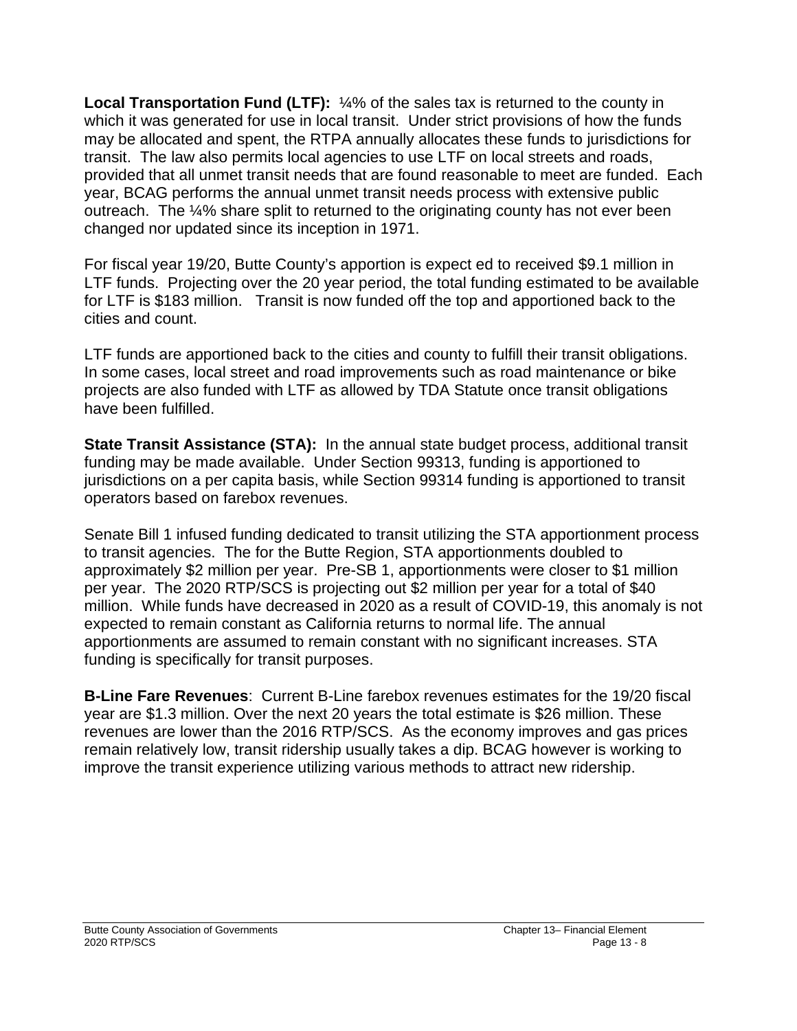**Local Transportation Fund (LTF):** ¼% of the sales tax is returned to the county in which it was generated for use in local transit. Under strict provisions of how the funds may be allocated and spent, the RTPA annually allocates these funds to jurisdictions for transit. The law also permits local agencies to use LTF on local streets and roads, provided that all unmet transit needs that are found reasonable to meet are funded. Each year, BCAG performs the annual unmet transit needs process with extensive public outreach. The ¼% share split to returned to the originating county has not ever been changed nor updated since its inception in 1971.

For fiscal year 19/20, Butte County's apportion is expect ed to received $9.1 million in LTF funds. Projecting over the 20 year period, the total funding estimated to be available for LTF is $183 million. Transit is now funded off the top and apportioned back to the cities and count.

LTF funds are apportioned back to the cities and county to fulfill their transit obligations. In some cases, local street and road improvements such as road maintenance or bike projects are also funded with LTF as allowed by TDA Statute once transit obligations have been fulfilled.

**State Transit Assistance (STA):** In the annual state budget process, additional transit funding may be made available. Under Section 99313, funding is apportioned to jurisdictions on a per capita basis, while Section 99314 funding is apportioned to transit operators based on farebox revenues.

Senate Bill 1 infused funding dedicated to transit utilizing the STA apportionment process to transit agencies. The for the Butte Region, STA apportionments doubled to approximately $2 million per year. Pre-SB 1, apportionments were closer to $1 million per year. The 2020 RTP/SCS is projecting out $2 million per year for a total of $40 million. While funds have decreased in 2020 as a result of COVID-19, this anomaly is not expected to remain constant as California returns to normal life. The annual apportionments are assumed to remain constant with no significant increases. STA funding is specifically for transit purposes.

**B-Line Fare Revenues**: Current B-Line farebox revenues estimates for the 19/20 fiscal year are $1.3 million. Over the next 20 years the total estimate is $26 million. These revenues are lower than the 2016 RTP/SCS. As the economy improves and gas prices remain relatively low, transit ridership usually takes a dip. BCAG however is working to improve the transit experience utilizing various methods to attract new ridership.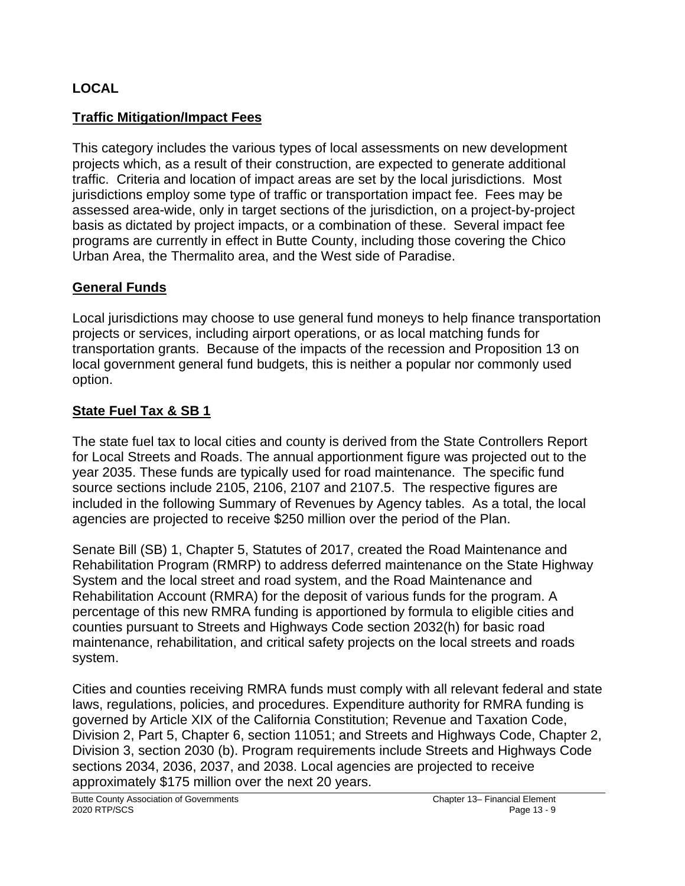**LOCAL**

**Traffic Mitigation/Impact Fees**

This category includes the various types of local assessments on new development projects which, as a result of their construction, are expected to generate additional traffic. Criteria and location of impact areas are set by the local jurisdictions. Most jurisdictions employ some type of traffic or transportation impact fee. Fees may be assessed area-wide, only in target sections of the jurisdiction, on a project-by-project basis as dictated by project impacts, or a combination of these. Several impact fee programs are currently in effect in Butte County, including those covering the Chico Urban Area, the Thermalito area, and the West side of Paradise.

**General Funds**

Local jurisdictions may choose to use general fund moneys to help finance transportation projects or services, including airport operations, or as local matching funds for transportation grants. Because of the impacts of the recession and Proposition 13 on local government general fund budgets, this is neither a popular nor commonly used option.

**State Fuel Tax & SB 1**

The state fuel tax to local cities and county is derived from the State Controllers Report for Local Streets and Roads. The annual apportionment figure was projected out to the year 2035. These funds are typically used for road maintenance. The specific fund source sections include 2105, 2106, 2107 and 2107.5. The respective figures are included in the following Summary of Revenues by Agency tables. As a total, the local agencies are projected to receive $250 million over the period of the Plan.

Senate Bill (SB) 1, Chapter 5, Statutes of 2017, created the Road Maintenance and Rehabilitation Program (RMRP) to address deferred maintenance on the State Highway System and the local street and road system, and the Road Maintenance and Rehabilitation Account (RMRA) for the deposit of various funds for the program. A percentage of this new RMRA funding is apportioned by formula to eligible cities and counties pursuant to Streets and Highways Code section 2032(h) for basic road maintenance, rehabilitation, and critical safety projects on the local streets and roads system.

Cities and counties receiving RMRA funds must comply with all relevant federal and state laws, regulations, policies, and procedures. Expenditure authority for RMRA funding is governed by Article XIX of the California Constitution; Revenue and Taxation Code, Division 2, Part 5, Chapter 6, section 11051; and Streets and Highways Code, Chapter 2, Division 3, section 2030 (b). Program requirements include Streets and Highways Code sections 2034, 2036, 2037, and 2038. Local agencies are projected to receive approximately $175 million over the next 20 years.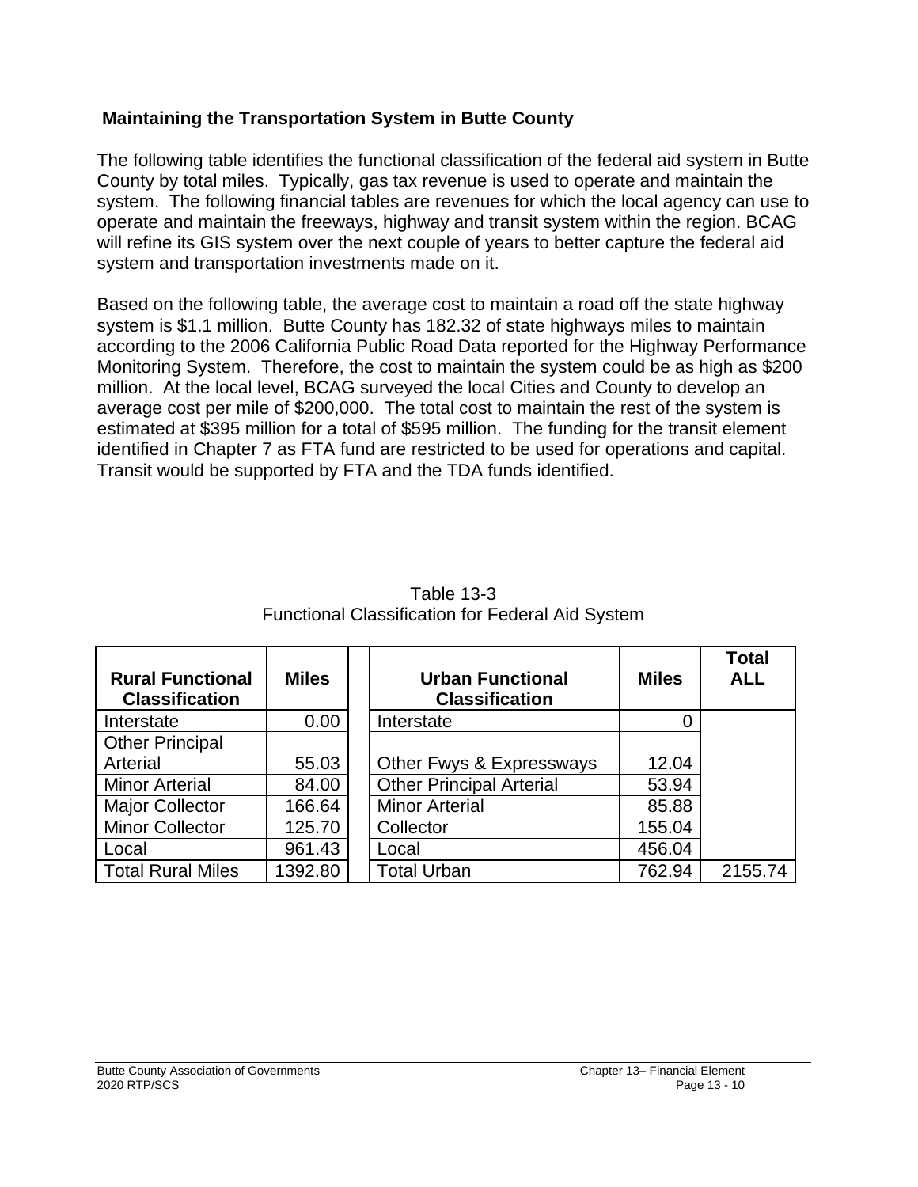## Maintaining the Transportation System in Butte County

The following table identifies the functional classification of the federal aid system in Butte County by total miles. Typically, gas tax revenue is used to operate and maintain the system. The following financial tables are revenues for which the local agency can use to operate and maintain the freeways, highway and transit system within the region. BCAG will refine its GIS system over the next couple of years to better capture the federal aid system and transportation investments made on it.

Based on the following table, the average cost to maintain a road off the state highway system is $1.1 million. Butte County has 182.32 of state highways miles to maintain according to the 2006 California Public Road Data reported for the Highway Performance Monitoring System. Therefore, the cost to maintain the system could be as high as $200 million. At the local level, BCAG surveyed the local Cities and County to develop an average cost per mile of $200,000. The total cost to maintain the rest of the system is estimated at $395 million for a total of $595 million. The funding for the transit element identified in Chapter 7 as FTA fund are restricted to be used for operations and capital. Transit would be supported by FTA and the TDA funds identified.

Table 13-3
Functional Classification for Federal Aid System

| Rural Functional Classification | Miles | | Urban Functional Classification | Miles | Total ALL |
|---|---|---|---|---|---|
| Interstate | 0.00 | | Interstate | 0 | |
| Other Principal Arterial | 55.03 | | Other Fwys & Expressways | 12.04 | |
| Minor Arterial | 84.00 | | Other Principal Arterial | 53.94 | |
| Major Collector | 166.64 | | Minor Arterial | 85.88 | |
| Minor Collector | 125.70 | | Collector | 155.04 | |
| Local | 961.43 | | Local | 456.04 | |
| Total Rural Miles | 1392.80 | | Total Urban | 762.94 | 2155.74 |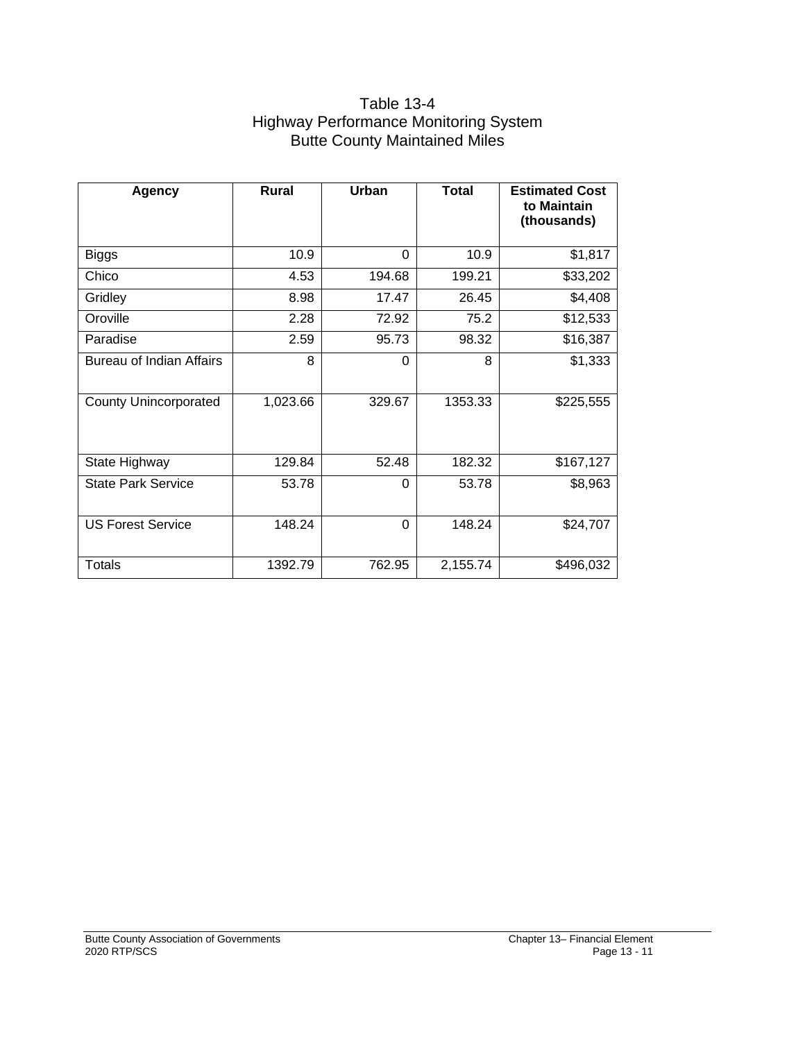Table 13-4
Highway Performance Monitoring System
Butte County Maintained Miles

| Agency | Rural | Urban | Total | Estimated Cost to Maintain (thousands) |
|---|---|---|---|---|
| Biggs | 10.9 | 0 | 10.9 | $1,817 |
| Chico | 4.53 | 194.68 | 199.21 | $33,202 |
| Gridley | 8.98 | 17.47 | 26.45 | $4,408 |
| Oroville | 2.28 | 72.92 | 75.2 | $12,533 |
| Paradise | 2.59 | 95.73 | 98.32 | $16,387 |
| Bureau of Indian Affairs | 8 | 0 | 8 | $1,333 |
| County Unincorporated | 1,023.66 | 329.67 | 1353.33 | $225,555 |
| State Highway | 129.84 | 52.48 | 182.32 | $167,127 |
| State Park Service | 53.78 | 0 | 53.78 | $8,963 |
| US Forest Service | 148.24 | 0 | 148.24 | $24,707 |
| Totals | 1392.79 | 762.95 | 2,155.74 | $496,032 |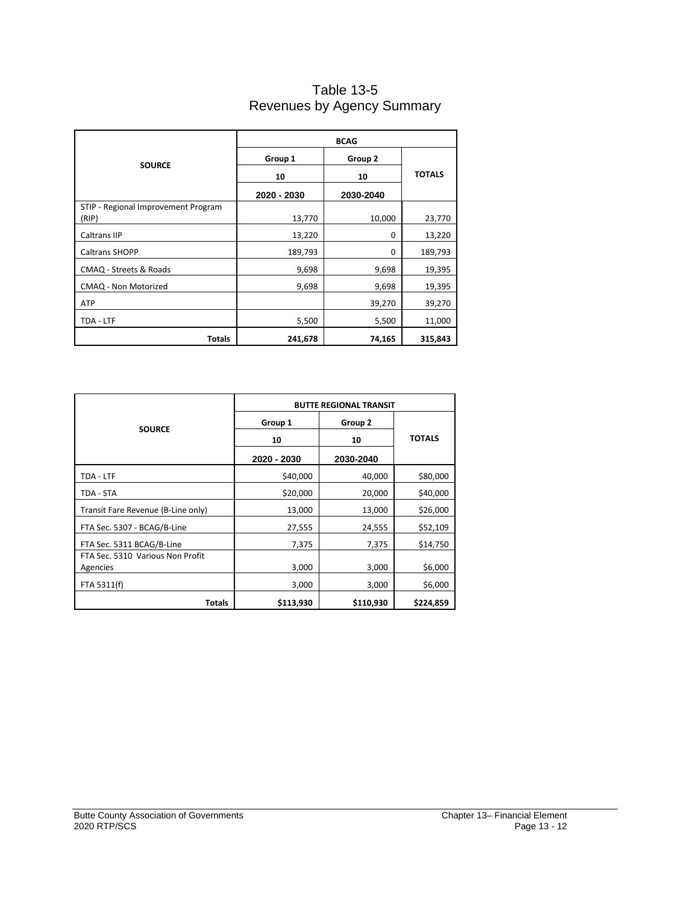# Table 13-5
## Revenues by Agency Summary

| SOURCE | BCAG | | |
|---|---|---|---|
| | Group 1 | Group 2 | TOTALS |
| | 10 | 10 | |
| | 2020 - 2030 | 2030-2040 | |
| STIP - Regional Improvement Program (RIP) | 13,770 | 10,000 | 23,770 |
| Caltrans IIP | 13,220 | 0 | 13,220 |
| Caltrans SHOPP | 189,793 | 0 | 189,793 |
| CMAQ - Streets & Roads | 9,698 | 9,698 | 19,395 |
| CMAQ - Non Motorized | 9,698 | 9,698 | 19,395 |
| ATP | | 39,270 | 39,270 |
| TDA - LTF | 5,500 | 5,500 | 11,000 |
| **Totals** | **241,678** | **74,165** | **315,843** |

| SOURCE | BUTTE REGIONAL TRANSIT | | |
|---|---|---|---|
| | Group 1 | Group 2 | TOTALS |
| | 10 | 10 | |
| | 2020 - 2030 | 2030-2040 | |
| TDA - LTF | $40,000 | 40,000 | $80,000 |
| TDA - STA | $20,000 | 20,000 | $40,000 |
| Transit Fare Revenue (B-Line only) | 13,000 | 13,000 | $26,000 |
| FTA Sec. 5307 - BCAG/B-Line | 27,555 | 24,555 | $52,109 |
| FTA Sec. 5311 BCAG/B-Line | 7,375 | 7,375 | $14,750 |
| FTA Sec. 5310 Various Non Profit Agencies | 3,000 | 3,000 | $6,000 |
| FTA 5311(f) | 3,000 | 3,000 | $6,000 |
| **Totals** | **$113,930** | **$110,930** | **$224,859** |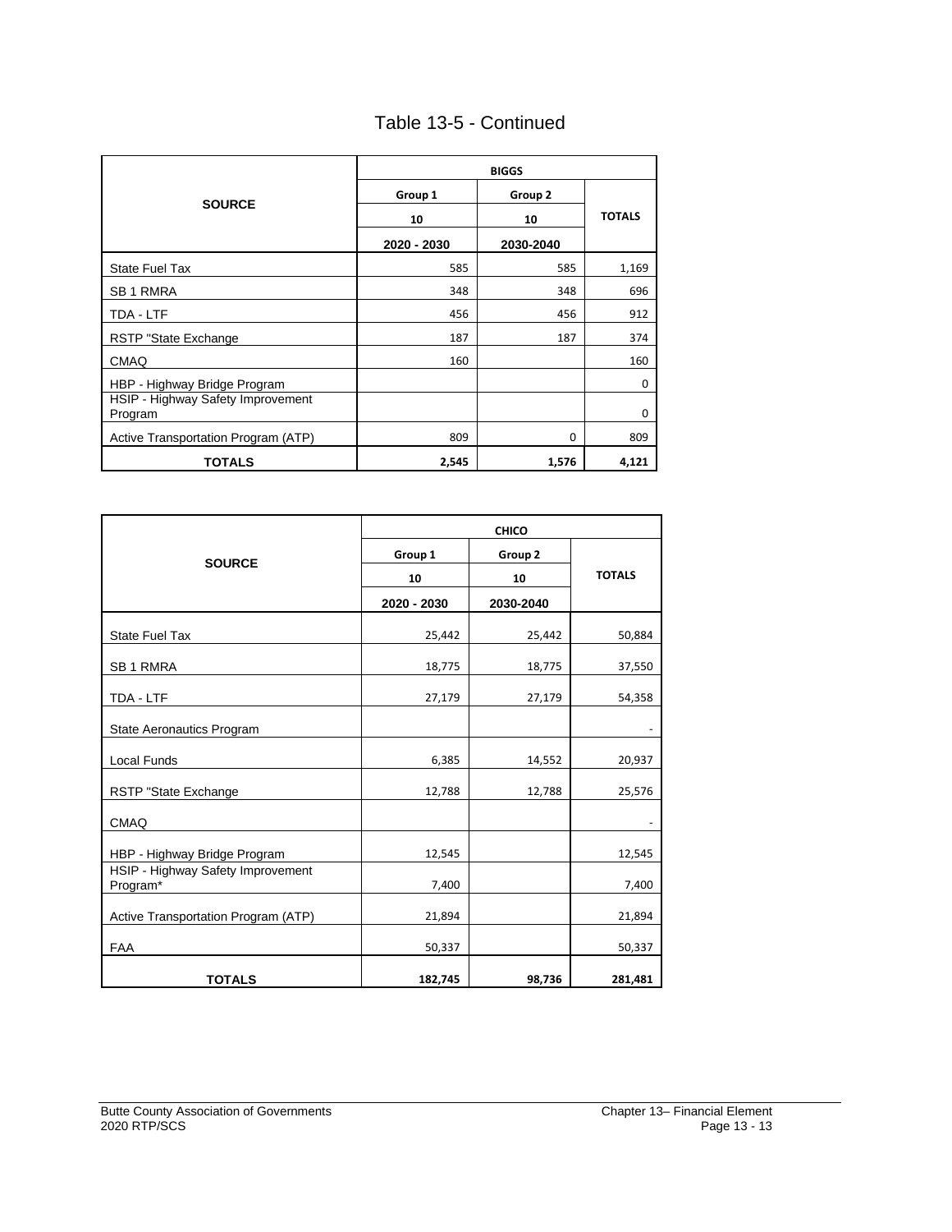# Table 13-5 - Continued

| SOURCE | BIGGS | | |
|---|---|---|---|
| | Group 1 | Group 2 | TOTALS |
| | 10 | 10 | |
| | 2020 - 2030 | 2030-2040 | |
| State Fuel Tax | 585 | 585 | 1,169 |
| SB 1 RMRA | 348 | 348 | 696 |
| TDA - LTF | 456 | 456 | 912 |
| RSTP "State Exchange | 187 | 187 | 374 |
| CMAQ | 160 | | 160 |
| HBP - Highway Bridge Program | | | 0 |
| HSIP - Highway Safety Improvement Program | | | 0 |
| Active Transportation Program (ATP) | 809 | 0 | 809 |
| **TOTALS** | **2,545** | **1,576** | **4,121** |

| SOURCE | CHICO | | |
|---|---|---|---|
| | Group 1 | Group 2 | TOTALS |
| | 10 | 10 | |
| | 2020 - 2030 | 2030-2040 | |
| State Fuel Tax | 25,442 | 25,442 | 50,884 |
| SB 1 RMRA | 18,775 | 18,775 | 37,550 |
| TDA - LTF | 27,179 | 27,179 | 54,358 |
| State Aeronautics Program | | | - |
| Local Funds | 6,385 | 14,552 | 20,937 |
| RSTP "State Exchange | 12,788 | 12,788 | 25,576 |
| CMAQ | | | - |
| HBP - Highway Bridge Program | 12,545 | | 12,545 |
| HSIP - Highway Safety Improvement Program* | 7,400 | | 7,400 |
| Active Transportation Program (ATP) | 21,894 | | 21,894 |
| FAA | 50,337 | | 50,337 |
| **TOTALS** | **182,745** | **98,736** | **281,481** |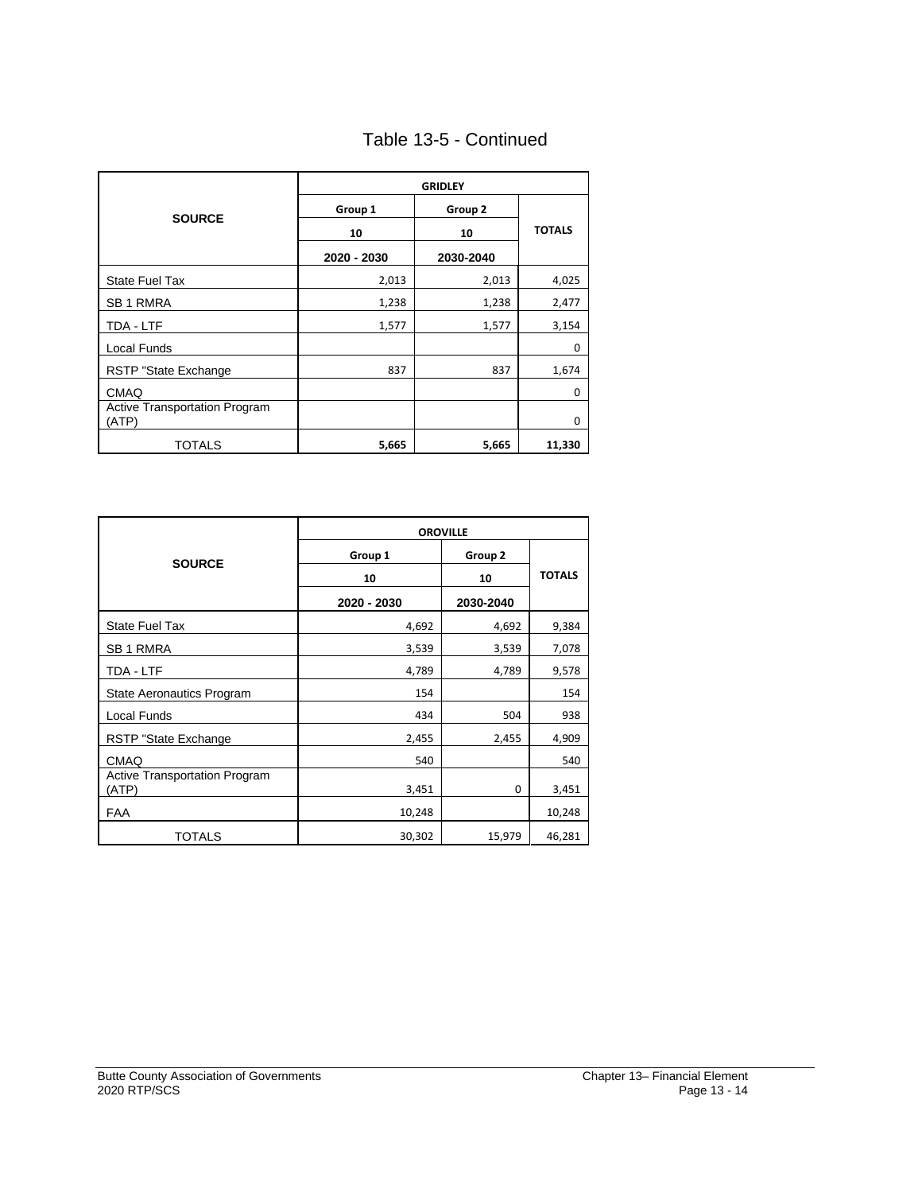# Table 13-5 - Continued

| SOURCE | GRIDLEY | | |
|---|---|---|---|
| | Group 1 | Group 2 | TOTALS |
| | 10 | 10 | |
| | 2020 - 2030 | 2030-2040 | |
| State Fuel Tax | 2,013 | 2,013 | 4,025 |
| SB 1 RMRA | 1,238 | 1,238 | 2,477 |
| TDA - LTF | 1,577 | 1,577 | 3,154 |
| Local Funds | | | 0 |
| RSTP "State Exchange | 837 | 837 | 1,674 |
| CMAQ | | | 0 |
| Active Transportation Program (ATP) | | | 0 |
| TOTALS | **5,665** | **5,665** | **11,330** |

| SOURCE | OROVILLE | | |
|---|---|---|---|
| | Group 1 | Group 2 | TOTALS |
| | 10 | 10 | |
| | 2020 - 2030 | 2030-2040 | |
| State Fuel Tax | 4,692 | 4,692 | 9,384 |
| SB 1 RMRA | 3,539 | 3,539 | 7,078 |
| TDA - LTF | 4,789 | 4,789 | 9,578 |
| State Aeronautics Program | 154 | | 154 |
| Local Funds | 434 | 504 | 938 |
| RSTP "State Exchange | 2,455 | 2,455 | 4,909 |
| CMAQ | 540 | | 540 |
| Active Transportation Program (ATP) | 3,451 | 0 | 3,451 |
| FAA | 10,248 | | 10,248 |
| TOTALS | 30,302 | 15,979 | 46,281 |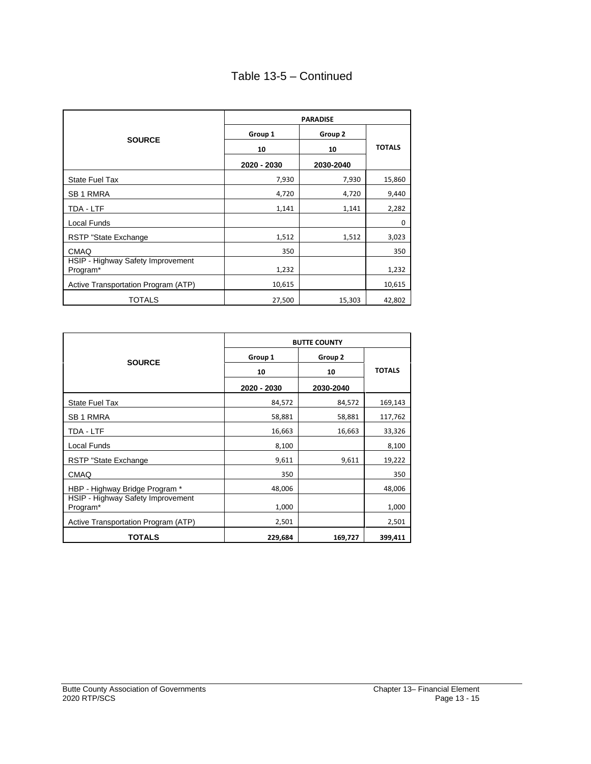# Table 13-5 – Continued

| SOURCE | PARADISE | | |
|---|---|---|---|
| | Group 1 | Group 2 | TOTALS |
| | 10 | 10 | |
| | 2020 - 2030 | 2030-2040 | |
| State Fuel Tax | 7,930 | 7,930 | 15,860 |
| SB 1 RMRA | 4,720 | 4,720 | 9,440 |
| TDA - LTF | 1,141 | 1,141 | 2,282 |
| Local Funds | | | 0 |
| RSTP "State Exchange | 1,512 | 1,512 | 3,023 |
| CMAQ | 350 | | 350 |
| HSIP - Highway Safety Improvement Program* | 1,232 | | 1,232 |
| Active Transportation Program (ATP) | 10,615 | | 10,615 |
| TOTALS | 27,500 | 15,303 | 42,802 |

| SOURCE | BUTTE COUNTY | | |
|---|---|---|---|
| | Group 1 | Group 2 | TOTALS |
| | 10 | 10 | |
| | 2020 - 2030 | 2030-2040 | |
| State Fuel Tax | 84,572 | 84,572 | 169,143 |
| SB 1 RMRA | 58,881 | 58,881 | 117,762 |
| TDA - LTF | 16,663 | 16,663 | 33,326 |
| Local Funds | 8,100 | | 8,100 |
| RSTP "State Exchange | 9,611 | 9,611 | 19,222 |
| CMAQ | 350 | | 350 |
| HBP - Highway Bridge Program * | 48,006 | | 48,006 |
| HSIP - Highway Safety Improvement Program* | 1,000 | | 1,000 |
| Active Transportation Program (ATP) | 2,501 | | 2,501 |
| **TOTALS** | **229,684** | **169,727** | **399,411** |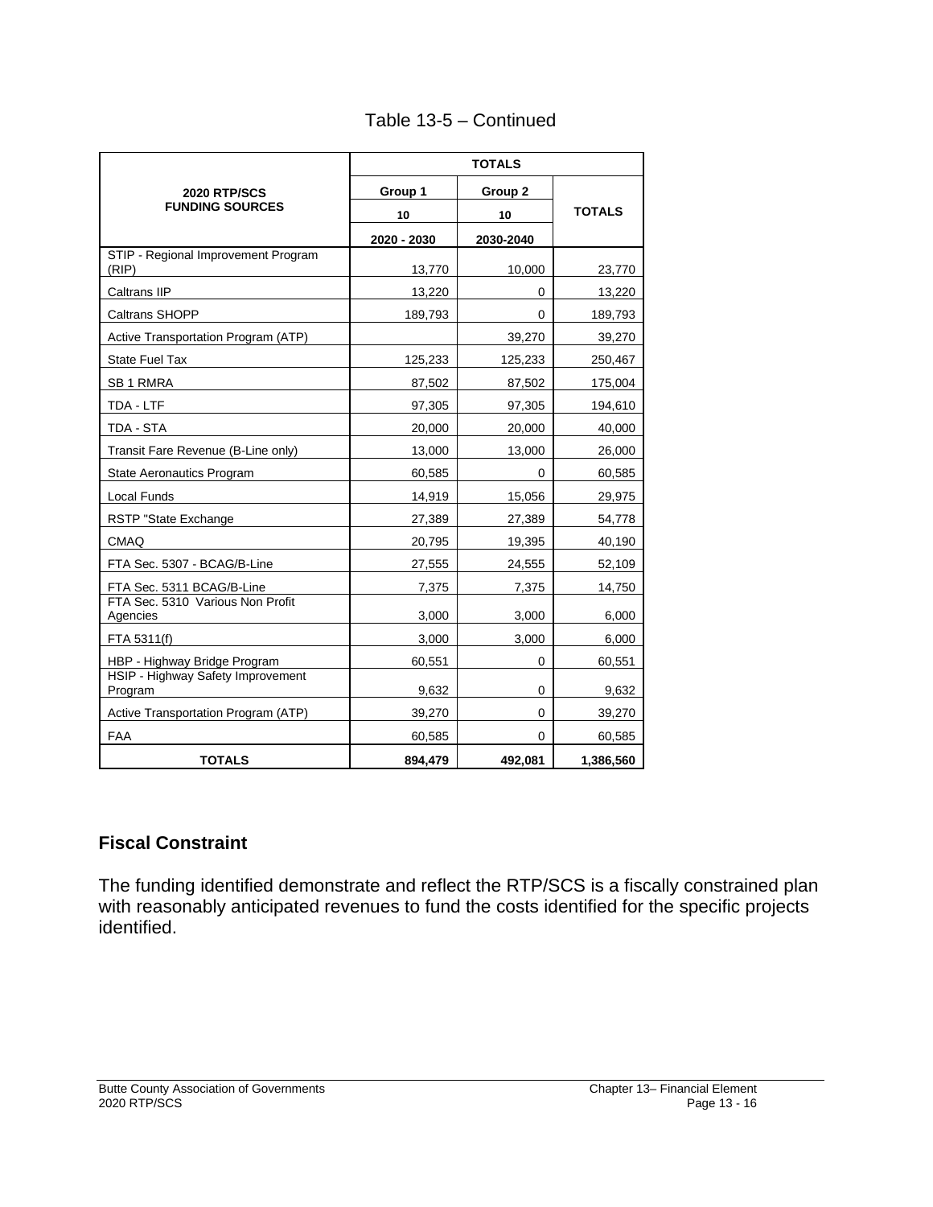Table 13-5 – Continued

| 2020 RTP/SCS FUNDING SOURCES | TOTALS | | |
|---|---|---|---|
| | Group 1 | Group 2 | TOTALS |
| | 10 | 10 | |
| | 2020 - 2030 | 2030-2040 | |
| STIP - Regional Improvement Program (RIP) | 13,770 | 10,000 | 23,770 |
| Caltrans IIP | 13,220 | 0 | 13,220 |
| Caltrans SHOPP | 189,793 | 0 | 189,793 |
| Active Transportation Program (ATP) | | 39,270 | 39,270 |
| State Fuel Tax | 125,233 | 125,233 | 250,467 |
| SB 1 RMRA | 87,502 | 87,502 | 175,004 |
| TDA - LTF | 97,305 | 97,305 | 194,610 |
| TDA - STA | 20,000 | 20,000 | 40,000 |
| Transit Fare Revenue (B-Line only) | 13,000 | 13,000 | 26,000 |
| State Aeronautics Program | 60,585 | 0 | 60,585 |
| Local Funds | 14,919 | 15,056 | 29,975 |
| RSTP "State Exchange | 27,389 | 27,389 | 54,778 |
| CMAQ | 20,795 | 19,395 | 40,190 |
| FTA Sec. 5307 - BCAG/B-Line | 27,555 | 24,555 | 52,109 |
| FTA Sec. 5311 BCAG/B-Line | 7,375 | 7,375 | 14,750 |
| FTA Sec. 5310 Various Non Profit Agencies | 3,000 | 3,000 | 6,000 |
| FTA 5311(f) | 3,000 | 3,000 | 6,000 |
| HBP - Highway Bridge Program | 60,551 | 0 | 60,551 |
| HSIP - Highway Safety Improvement Program | 9,632 | 0 | 9,632 |
| Active Transportation Program (ATP) | 39,270 | 0 | 39,270 |
| FAA | 60,585 | 0 | 60,585 |
| **TOTALS** | **894,479** | **492,081** | **1,386,560** |

## Fiscal Constraint

The funding identified demonstrate and reflect the RTP/SCS is a fiscally constrained plan with reasonably anticipated revenues to fund the costs identified for the specific projects identified.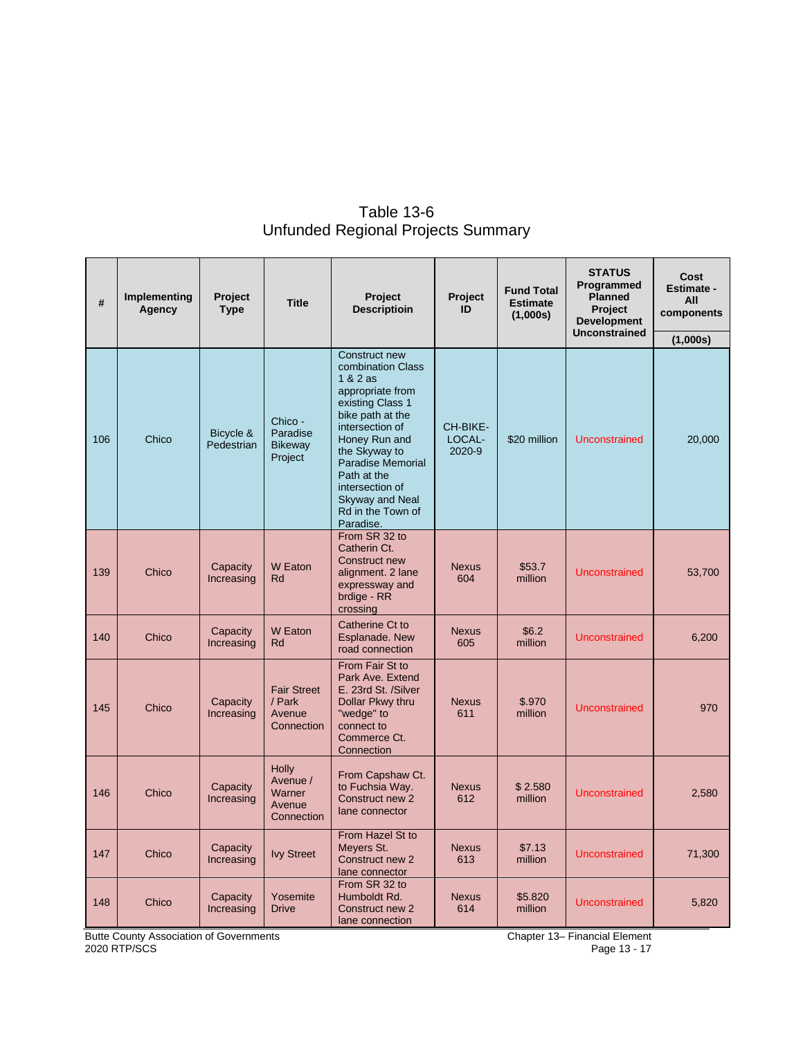Table 13-6
Unfunded Regional Projects Summary

| # | Implementing Agency | Project Type | Title | Project Descriptioin | Project ID | Fund Total Estimate (1,000s) | STATUS Programmed Planned Project Development Unconstrained | Cost Estimate - All components (1,000s) |
|---|---|---|---|---|---|---|---|---|
| 106 | Chico | Bicycle & Pedestrian | Chico - Paradise Bikeway Project | Construct new combination Class 1 & 2 as appropriate from existing Class 1 bike path at the intersection of Honey Run and the Skyway to Paradise Memorial Path at the intersection of Skyway and Neal Rd in the Town of Paradise. | CH-BIKE-LOCAL-2020-9 | $20 million | Unconstrained | 20,000 |
| 139 | Chico | Capacity Increasing | W Eaton Rd | From SR 32 to Catherin Ct. Construct new alignment. 2 lane expressway and brdige - RR crossing | Nexus 604 | $53.7 million | Unconstrained | 53,700 |
| 140 | Chico | Capacity Increasing | W Eaton Rd | Catherine Ct to Esplanade. New road connection | Nexus 605 | $6.2 million | Unconstrained | 6,200 |
| 145 | Chico | Capacity Increasing | Fair Street / Park Avenue Connection | From Fair St to Park Ave. Extend E. 23rd St. /Silver Dollar Pkwy thru "wedge" to connect to Commerce Ct. Connection | Nexus 611 | $.970 million | Unconstrained | 970 |
| 146 | Chico | Capacity Increasing | Holly Avenue / Warner Avenue Connection | From Capshaw Ct. to Fuchsia Way. Construct new 2 lane connector | Nexus 612 | $ 2.580 million | Unconstrained | 2,580 |
| 147 | Chico | Capacity Increasing | Ivy Street | From Hazel St to Meyers St. Construct new 2 lane connector | Nexus 613 | $7.13 million | Unconstrained | 71,300 |
| 148 | Chico | Capacity Increasing | Yosemite Drive | From SR 32 to Humboldt Rd. Construct new 2 lane connection | Nexus 614 | $5.820 million | Unconstrained | 5,820 |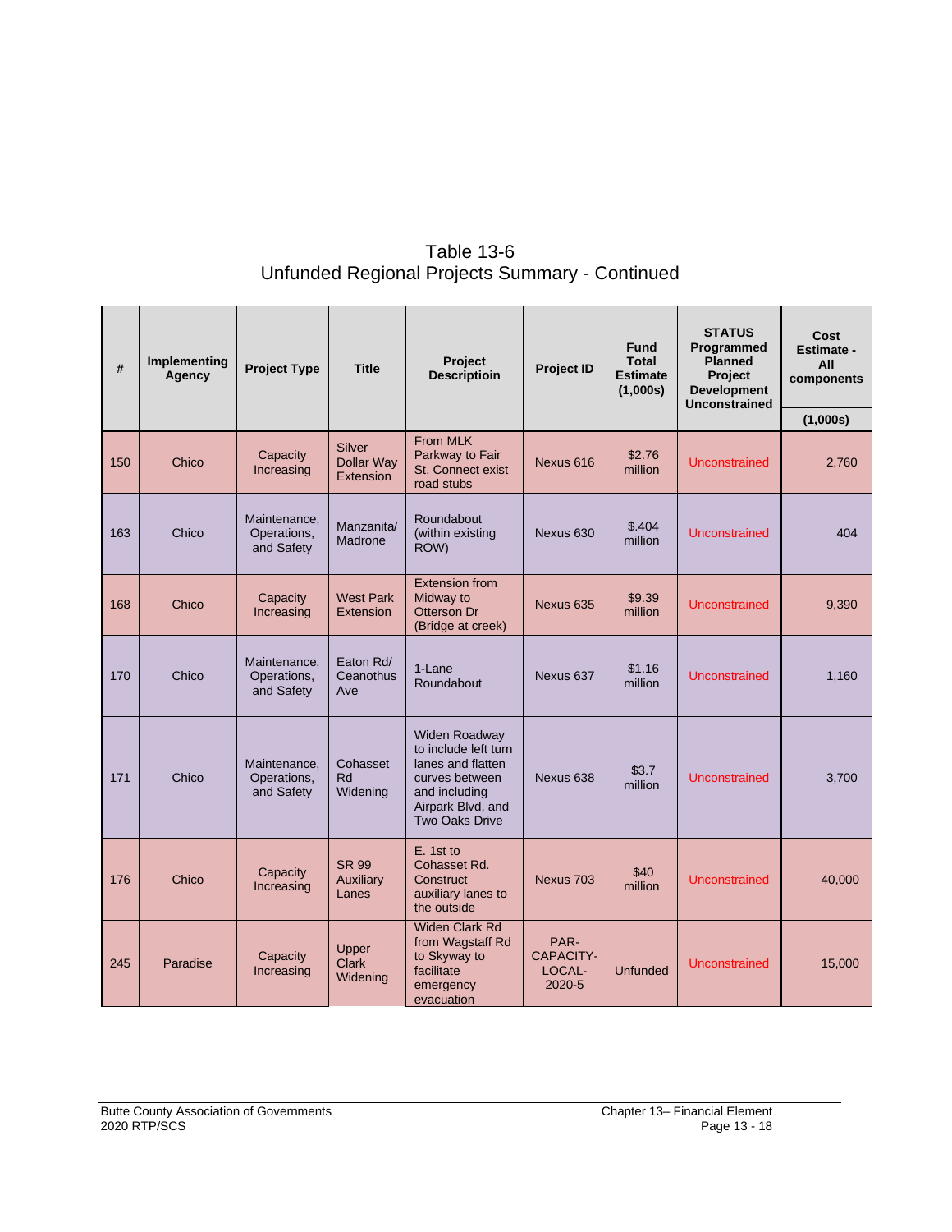Table 13-6
Unfunded Regional Projects Summary - Continued

| # | Implementing Agency | Project Type | Title | Project Descriptioin | Project ID | Fund Total Estimate (1,000s) | STATUS Programmed Planned Project Development Unconstrained | Cost Estimate - All components (1,000s) |
|---|---|---|---|---|---|---|---|---|
| 150 | Chico | Capacity Increasing | Silver Dollar Way Extension | From MLK Parkway to Fair St. Connect exist road stubs | Nexus 616 | $2.76 million | Unconstrained | 2,760 |
| 163 | Chico | Maintenance, Operations, and Safety | Manzanita/ Madrone | Roundabout (within existing ROW) | Nexus 630 | $.404 million | Unconstrained | 404 |
| 168 | Chico | Capacity Increasing | West Park Extension | Extension from Midway to Otterson Dr (Bridge at creek) | Nexus 635 | $9.39 million | Unconstrained | 9,390 |
| 170 | Chico | Maintenance, Operations, and Safety | Eaton Rd/ Ceanothus Ave | 1-Lane Roundabout | Nexus 637 | $1.16 million | Unconstrained | 1,160 |
| 171 | Chico | Maintenance, Operations, and Safety | Cohasset Rd Widening | Widen Roadway to include left turn lanes and flatten curves between and including Airpark Blvd, and Two Oaks Drive | Nexus 638 | $3.7 million | Unconstrained | 3,700 |
| 176 | Chico | Capacity Increasing | SR 99 Auxiliary Lanes | E. 1st to Cohasset Rd. Construct auxiliary lanes to the outside | Nexus 703 | $40 million | Unconstrained | 40,000 |
| 245 | Paradise | Capacity Increasing | Upper Clark Widening | Widen Clark Rd from Wagstaff Rd to Skyway to facilitate emergency evacuation | PAR-CAPACITY-LOCAL-2020-5 | Unfunded | Unconstrained | 15,000 |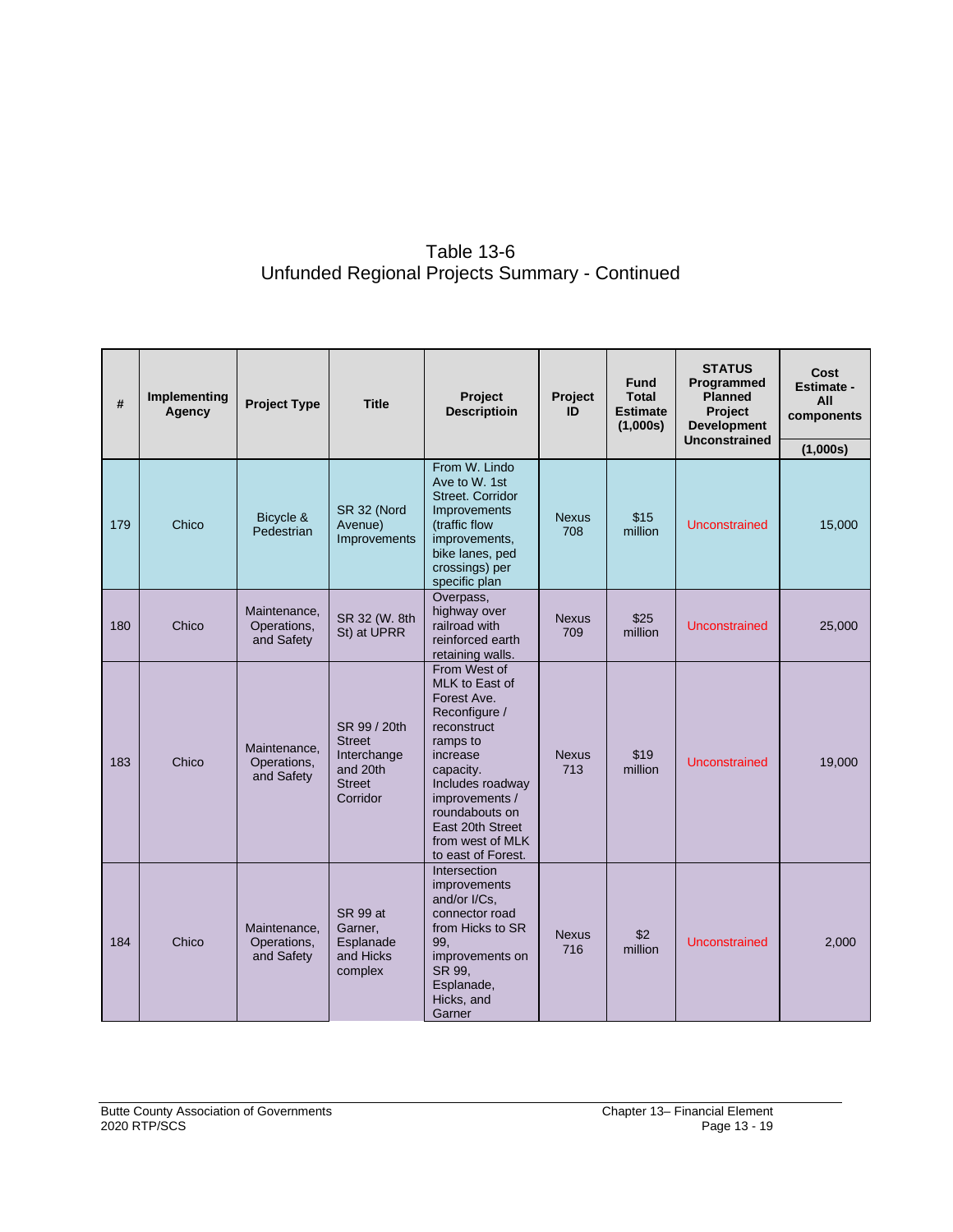Table 13-6
Unfunded Regional Projects Summary - Continued

| # | Implementing Agency | Project Type | Title | Project Descriptioin | Project ID | Fund Total Estimate (1,000s) | STATUS Programmed Planned Project Development Unconstrained | Cost Estimate - All components (1,000s) |
|---|---|---|---|---|---|---|---|---|
| 179 | Chico | Bicycle & Pedestrian | SR 32 (Nord Avenue) Improvements | From W. Lindo Ave to W. 1st Street. Corridor Improvements (traffic flow improvements, bike lanes, ped crossings) per specific plan | Nexus 708 | $15 million | Unconstrained | 15,000 |
| 180 | Chico | Maintenance, Operations, and Safety | SR 32 (W. 8th St) at UPRR | Overpass, highway over railroad with reinforced earth retaining walls. | Nexus 709 | $25 million | Unconstrained | 25,000 |
| 183 | Chico | Maintenance, Operations, and Safety | SR 99 / 20th Street Interchange and 20th Street Corridor | From West of MLK to East of Forest Ave. Reconfigure / reconstruct ramps to increase capacity. Includes roadway improvements / roundabouts on East 20th Street from west of MLK to east of Forest. | Nexus 713 | $19 million | Unconstrained | 19,000 |
| 184 | Chico | Maintenance, Operations, and Safety | SR 99 at Garner, Esplanade and Hicks complex | Intersection improvements and/or I/Cs, connector road from Hicks to SR 99, improvements on SR 99, Esplanade, Hicks, and Garner | Nexus 716 | $2 million | Unconstrained | 2,000 |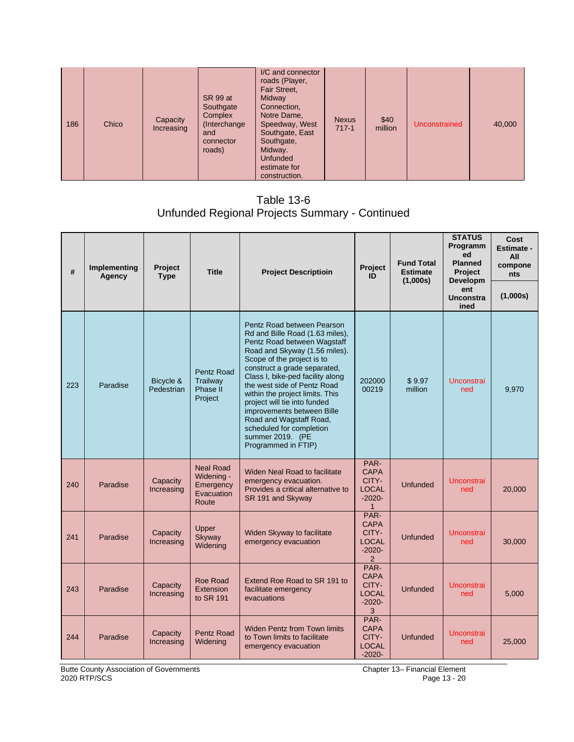| 186 | Chico | Capacity Increasing | SR 99 at Southgate Complex (Interchange and connector roads) | I/C and connector roads (Player, Fair Street, Midway Connection, Notre Dame, Speedway, West Southgate, East Southgate, Midway. Unfunded estimate for construction. | Nexus 717-1 | $40 million | Unconstrained | 40,000 |
|---|---|---|---|---|---|---|---|---|

Table 13-6
Unfunded Regional Projects Summary - Continued

| # | Implementing Agency | Project Type | Title | Project Descriptioin | Project ID | Fund Total Estimate (1,000s) | STATUS Programmed Planned Project Development Unconstrained | Cost Estimate - All components (1,000s) |
|---|---|---|---|---|---|---|---|---|
| 223 | Paradise | Bicycle & Pedestrian | Pentz Road Trailway Phase II Project | Pentz Road between Pearson Rd and Bille Road (1.63 miles), Pentz Road between Wagstaff Road and Skyway (1.56 miles). Scope of the project is to construct a grade separated, Class I, bike-ped facility along the west side of Pentz Road within the project limits. This project will tie into funded improvements between Bille Road and Wagstaff Road, scheduled for completion summer 2019. (PE Programmed in FTIP) | 20200000219 | $ 9.97 million | Unconstrained | 9,970 |
| 240 | Paradise | Capacity Increasing | Neal Road Widening - Emergency Evacuation Route | Widen Neal Road to facilitate emergency evacuation. Provides a critical alternative to SR 191 and Skyway | PAR-CAPACITY-LOCAL-2020-1 | Unfunded | Unconstrained | 20,000 |
| 241 | Paradise | Capacity Increasing | Upper Skyway Widening | Widen Skyway to facilitate emergency evacuation | PAR-CAPACITY-LOCAL-2020-2 | Unfunded | Unconstrained | 30,000 |
| 243 | Paradise | Capacity Increasing | Roe Road Extension to SR 191 | Extend Roe Road to SR 191 to facilitate emergency evacuations | PAR-CAPACITY-LOCAL-2020-3 | Unfunded | Unconstrained | 5,000 |
| 244 | Paradise | Capacity Increasing | Pentz Road Widening | Widen Pentz from Town limits to Town limits to facilitate emergency evacuation | PAR-CAPACITY-LOCAL-2020- | Unfunded | Unconstrained | 25,000 |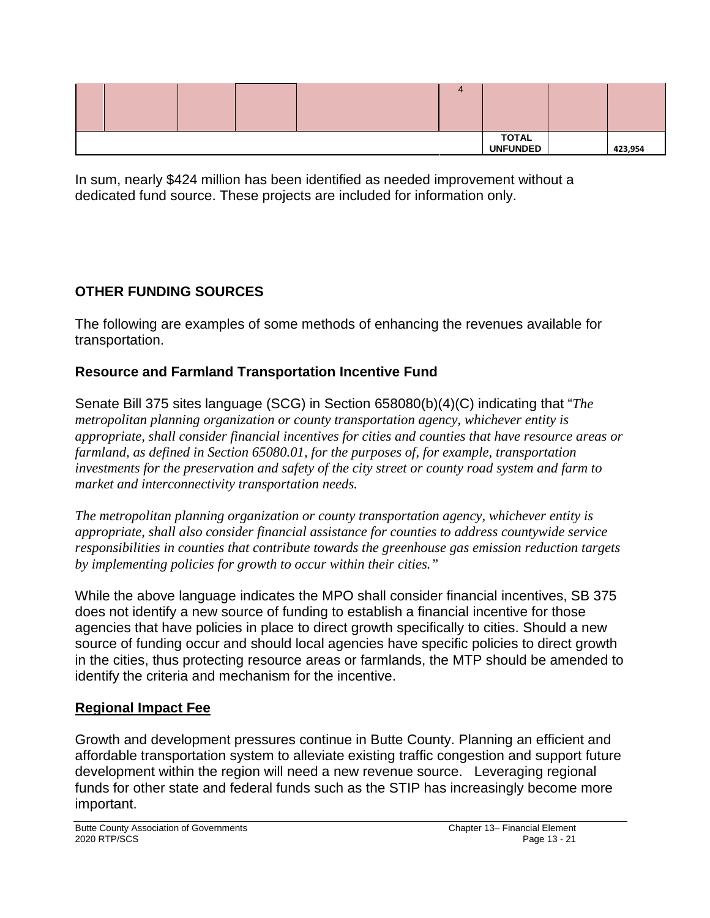|  |  |  |  |  | 4 |  |  |  |
|---|---|---|---|---|---|---|---|---|
|  |  |  |  |  |  | **TOTAL UNFUNDED** |  | **423,954** |

In sum, nearly $424 million has been identified as needed improvement without a dedicated fund source. These projects are included for information only.

## OTHER FUNDING SOURCES

The following are examples of some methods of enhancing the revenues available for transportation.

### Resource and Farmland Transportation Incentive Fund

Senate Bill 375 sites language (SCG) in Section 658080(b)(4)(C) indicating that "*The metropolitan planning organization or county transportation agency, whichever entity is appropriate, shall consider financial incentives for cities and counties that have resource areas or farmland, as defined in Section 65080.01, for the purposes of, for example, transportation investments for the preservation and safety of the city street or county road system and farm to market and interconnectivity transportation needs.*

*The metropolitan planning organization or county transportation agency, whichever entity is appropriate, shall also consider financial assistance for counties to address countywide service responsibilities in counties that contribute towards the greenhouse gas emission reduction targets by implementing policies for growth to occur within their cities."*

While the above language indicates the MPO shall consider financial incentives, SB 375 does not identify a new source of funding to establish a financial incentive for those agencies that have policies in place to direct growth specifically to cities. Should a new source of funding occur and should local agencies have specific policies to direct growth in the cities, thus protecting resource areas or farmlands, the MTP should be amended to identify the criteria and mechanism for the incentive.

### Regional Impact Fee

Growth and development pressures continue in Butte County. Planning an efficient and affordable transportation system to alleviate existing traffic congestion and support future development within the region will need a new revenue source. Leveraging regional funds for other state and federal funds such as the STIP has increasingly become more important.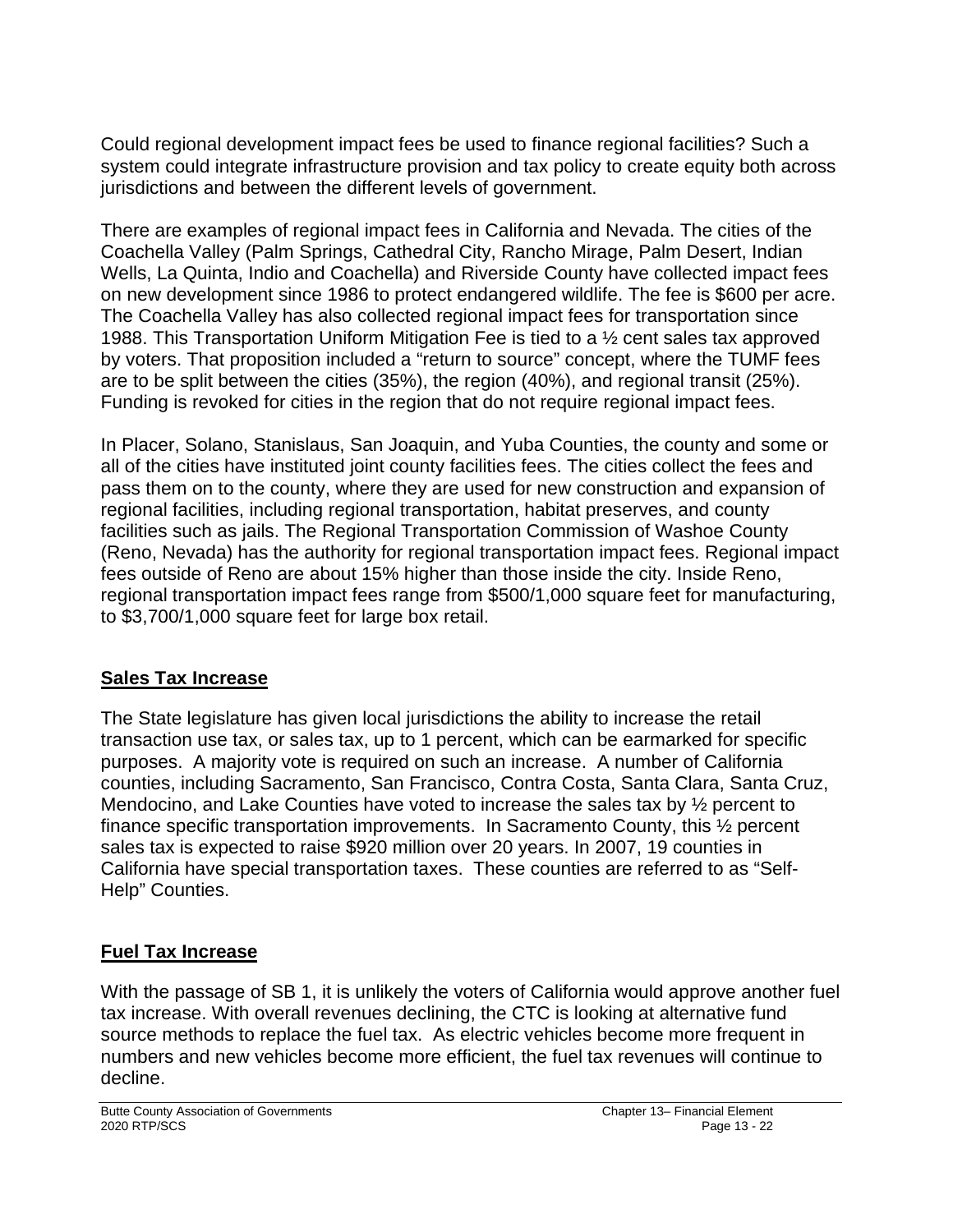Could regional development impact fees be used to finance regional facilities? Such a system could integrate infrastructure provision and tax policy to create equity both across jurisdictions and between the different levels of government.

There are examples of regional impact fees in California and Nevada. The cities of the Coachella Valley (Palm Springs, Cathedral City, Rancho Mirage, Palm Desert, Indian Wells, La Quinta, Indio and Coachella) and Riverside County have collected impact fees on new development since 1986 to protect endangered wildlife. The fee is $600 per acre. The Coachella Valley has also collected regional impact fees for transportation since 1988. This Transportation Uniform Mitigation Fee is tied to a ½ cent sales tax approved by voters. That proposition included a "return to source" concept, where the TUMF fees are to be split between the cities (35%), the region (40%), and regional transit (25%). Funding is revoked for cities in the region that do not require regional impact fees.

In Placer, Solano, Stanislaus, San Joaquin, and Yuba Counties, the county and some or all of the cities have instituted joint county facilities fees. The cities collect the fees and pass them on to the county, where they are used for new construction and expansion of regional facilities, including regional transportation, habitat preserves, and county facilities such as jails. The Regional Transportation Commission of Washoe County (Reno, Nevada) has the authority for regional transportation impact fees. Regional impact fees outside of Reno are about 15% higher than those inside the city. Inside Reno, regional transportation impact fees range from $500/1,000 square feet for manufacturing, to $3,700/1,000 square feet for large box retail.

## Sales Tax Increase

The State legislature has given local jurisdictions the ability to increase the retail transaction use tax, or sales tax, up to 1 percent, which can be earmarked for specific purposes. A majority vote is required on such an increase. A number of California counties, including Sacramento, San Francisco, Contra Costa, Santa Clara, Santa Cruz, Mendocino, and Lake Counties have voted to increase the sales tax by ½ percent to finance specific transportation improvements. In Sacramento County, this ½ percent sales tax is expected to raise $920 million over 20 years. In 2007, 19 counties in California have special transportation taxes. These counties are referred to as "Self-Help" Counties.

## Fuel Tax Increase

With the passage of SB 1, it is unlikely the voters of California would approve another fuel tax increase. With overall revenues declining, the CTC is looking at alternative fund source methods to replace the fuel tax. As electric vehicles become more frequent in numbers and new vehicles become more efficient, the fuel tax revenues will continue to decline.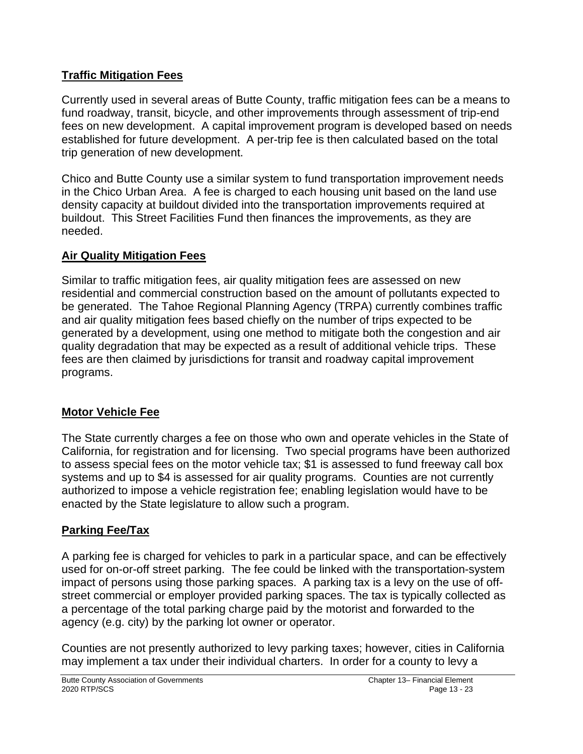**Traffic Mitigation Fees**

Currently used in several areas of Butte County, traffic mitigation fees can be a means to fund roadway, transit, bicycle, and other improvements through assessment of trip-end fees on new development. A capital improvement program is developed based on needs established for future development. A per-trip fee is then calculated based on the total trip generation of new development.

Chico and Butte County use a similar system to fund transportation improvement needs in the Chico Urban Area. A fee is charged to each housing unit based on the land use density capacity at buildout divided into the transportation improvements required at buildout. This Street Facilities Fund then finances the improvements, as they are needed.

**Air Quality Mitigation Fees**

Similar to traffic mitigation fees, air quality mitigation fees are assessed on new residential and commercial construction based on the amount of pollutants expected to be generated. The Tahoe Regional Planning Agency (TRPA) currently combines traffic and air quality mitigation fees based chiefly on the number of trips expected to be generated by a development, using one method to mitigate both the congestion and air quality degradation that may be expected as a result of additional vehicle trips. These fees are then claimed by jurisdictions for transit and roadway capital improvement programs.

**Motor Vehicle Fee**

The State currently charges a fee on those who own and operate vehicles in the State of California, for registration and for licensing. Two special programs have been authorized to assess special fees on the motor vehicle tax; $1 is assessed to fund freeway call box systems and up to $4 is assessed for air quality programs. Counties are not currently authorized to impose a vehicle registration fee; enabling legislation would have to be enacted by the State legislature to allow such a program.

**Parking Fee/Tax**

A parking fee is charged for vehicles to park in a particular space, and can be effectively used for on-or-off street parking. The fee could be linked with the transportation-system impact of persons using those parking spaces. A parking tax is a levy on the use of off-street commercial or employer provided parking spaces. The tax is typically collected as a percentage of the total parking charge paid by the motorist and forwarded to the agency (e.g. city) by the parking lot owner or operator.

Counties are not presently authorized to levy parking taxes; however, cities in California may implement a tax under their individual charters. In order for a county to levy a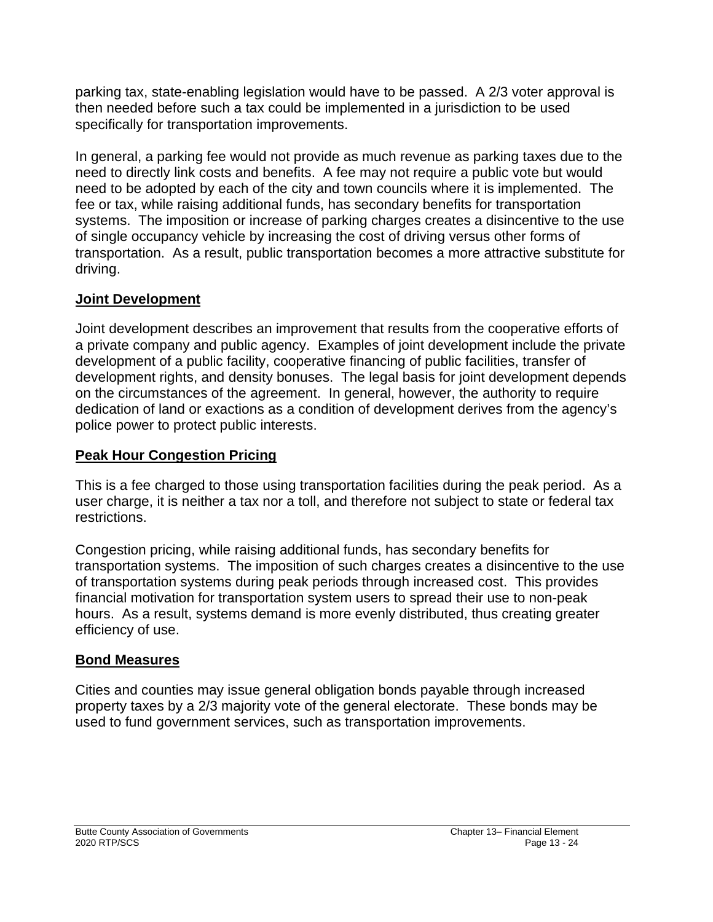parking tax, state-enabling legislation would have to be passed. A 2/3 voter approval is then needed before such a tax could be implemented in a jurisdiction to be used specifically for transportation improvements.

In general, a parking fee would not provide as much revenue as parking taxes due to the need to directly link costs and benefits. A fee may not require a public vote but would need to be adopted by each of the city and town councils where it is implemented. The fee or tax, while raising additional funds, has secondary benefits for transportation systems. The imposition or increase of parking charges creates a disincentive to the use of single occupancy vehicle by increasing the cost of driving versus other forms of transportation. As a result, public transportation becomes a more attractive substitute for driving.

## Joint Development

Joint development describes an improvement that results from the cooperative efforts of a private company and public agency. Examples of joint development include the private development of a public facility, cooperative financing of public facilities, transfer of development rights, and density bonuses. The legal basis for joint development depends on the circumstances of the agreement. In general, however, the authority to require dedication of land or exactions as a condition of development derives from the agency's police power to protect public interests.

## Peak Hour Congestion Pricing

This is a fee charged to those using transportation facilities during the peak period. As a user charge, it is neither a tax nor a toll, and therefore not subject to state or federal tax restrictions.

Congestion pricing, while raising additional funds, has secondary benefits for transportation systems. The imposition of such charges creates a disincentive to the use of transportation systems during peak periods through increased cost. This provides financial motivation for transportation system users to spread their use to non-peak hours. As a result, systems demand is more evenly distributed, thus creating greater efficiency of use.

## Bond Measures

Cities and counties may issue general obligation bonds payable through increased property taxes by a 2/3 majority vote of the general electorate. These bonds may be used to fund government services, such as transportation improvements.